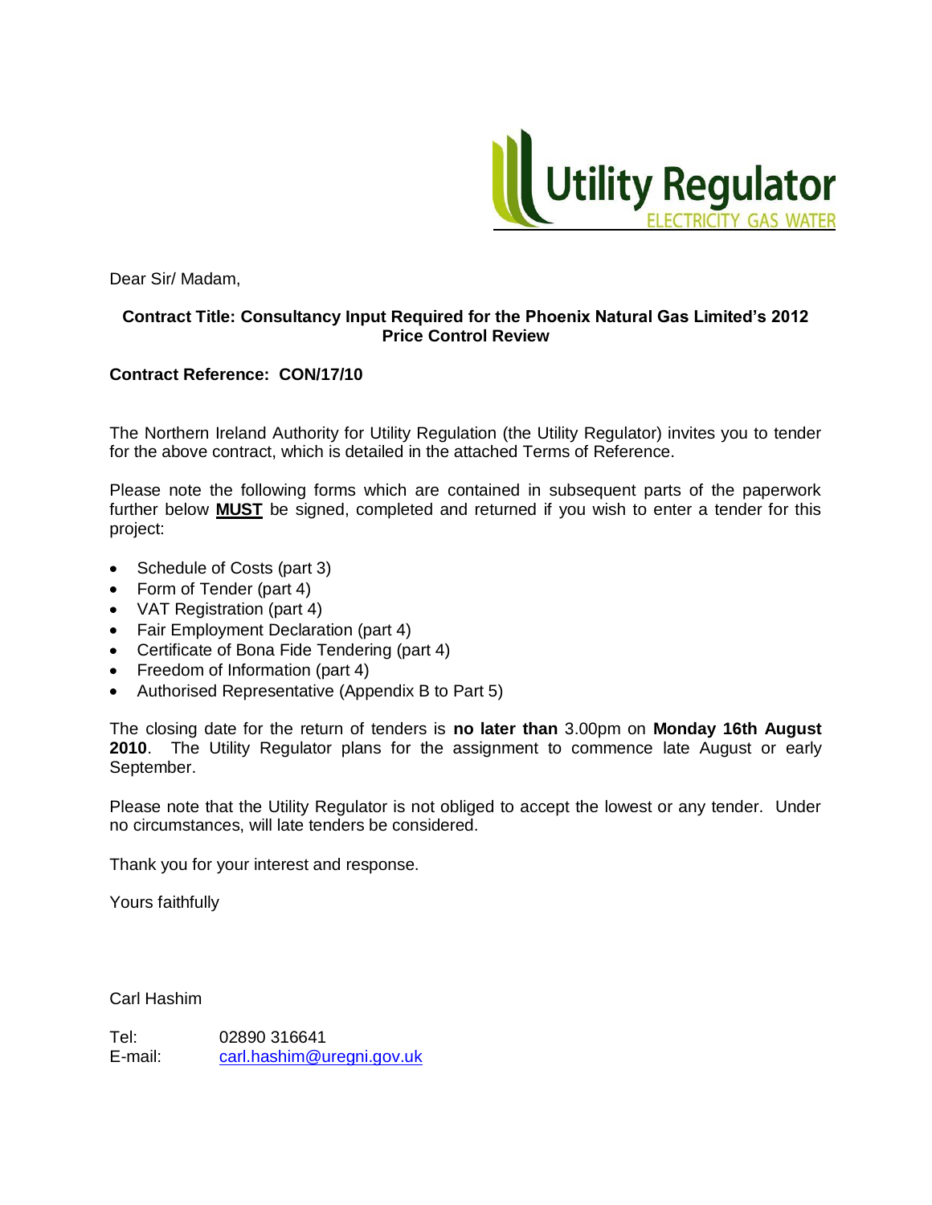Utility Regulator
ELECTRICITY GAS WATER

Dear Sir/ Madam,

**Contract Title: Consultancy Input Required for the Phoenix Natural Gas Limited's 2012 Price Control Review**

**Contract Reference: CON/17/10**

The Northern Ireland Authority for Utility Regulation (the Utility Regulator) invites you to tender for the above contract, which is detailed in the attached Terms of Reference.

Please note the following forms which are contained in subsequent parts of the paperwork further below **MUST** be signed, completed and returned if you wish to enter a tender for this project:

- Schedule of Costs (part 3)
- Form of Tender (part 4)
- VAT Registration (part 4)
- Fair Employment Declaration (part 4)
- Certificate of Bona Fide Tendering (part 4)
- Freedom of Information (part 4)
- Authorised Representative (Appendix B to Part 5)

The closing date for the return of tenders is **no later than** 3.00pm on **Monday 16th August 2010**. The Utility Regulator plans for the assignment to commence late August or early September.

Please note that the Utility Regulator is not obliged to accept the lowest or any tender. Under no circumstances, will late tenders be considered.

Thank you for your interest and response.

Yours faithfully

Carl Hashim

Tel: 02890 316641
E-mail: carl.hashim@uregni.gov.uk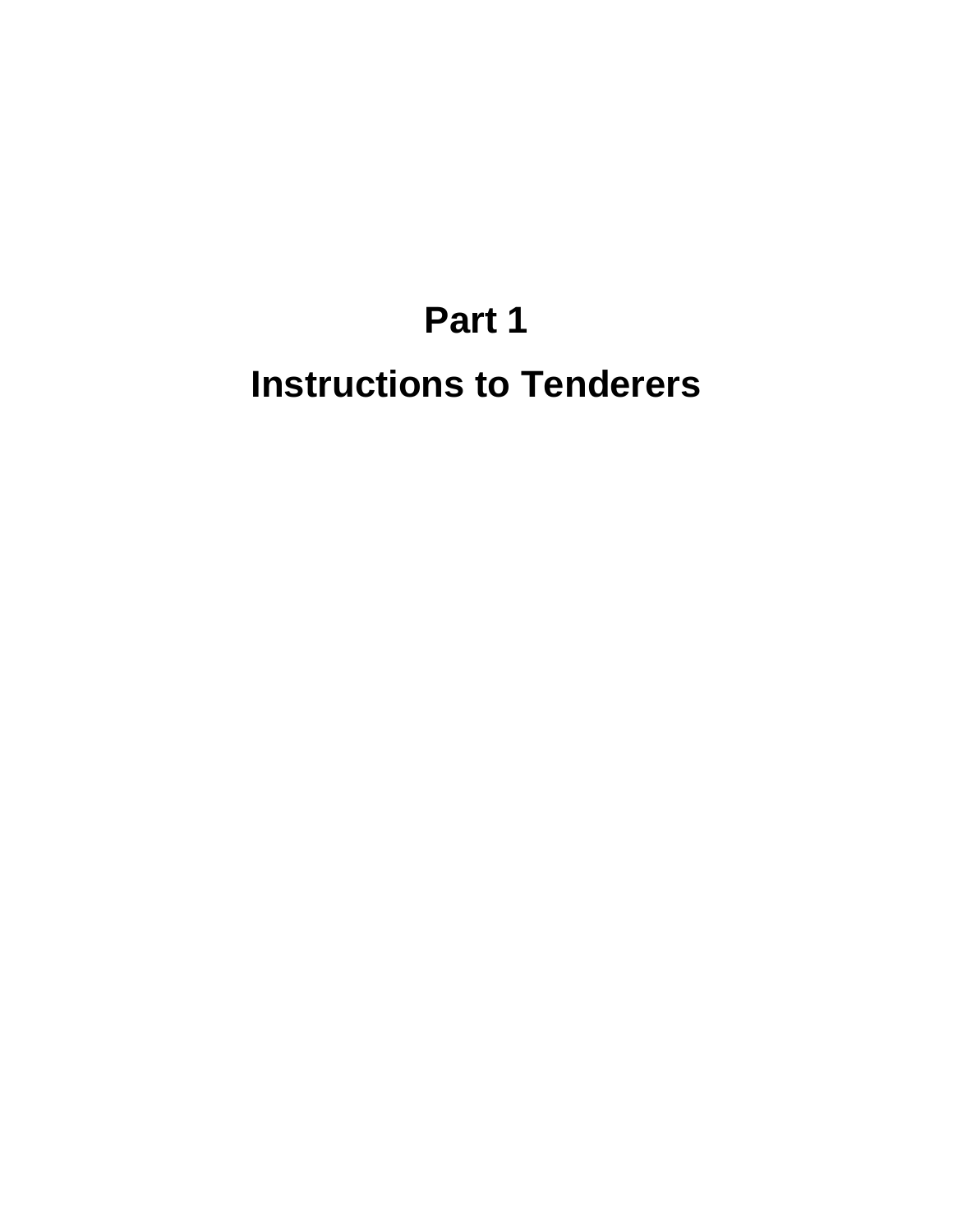# Part 1

# Instructions to Tenderers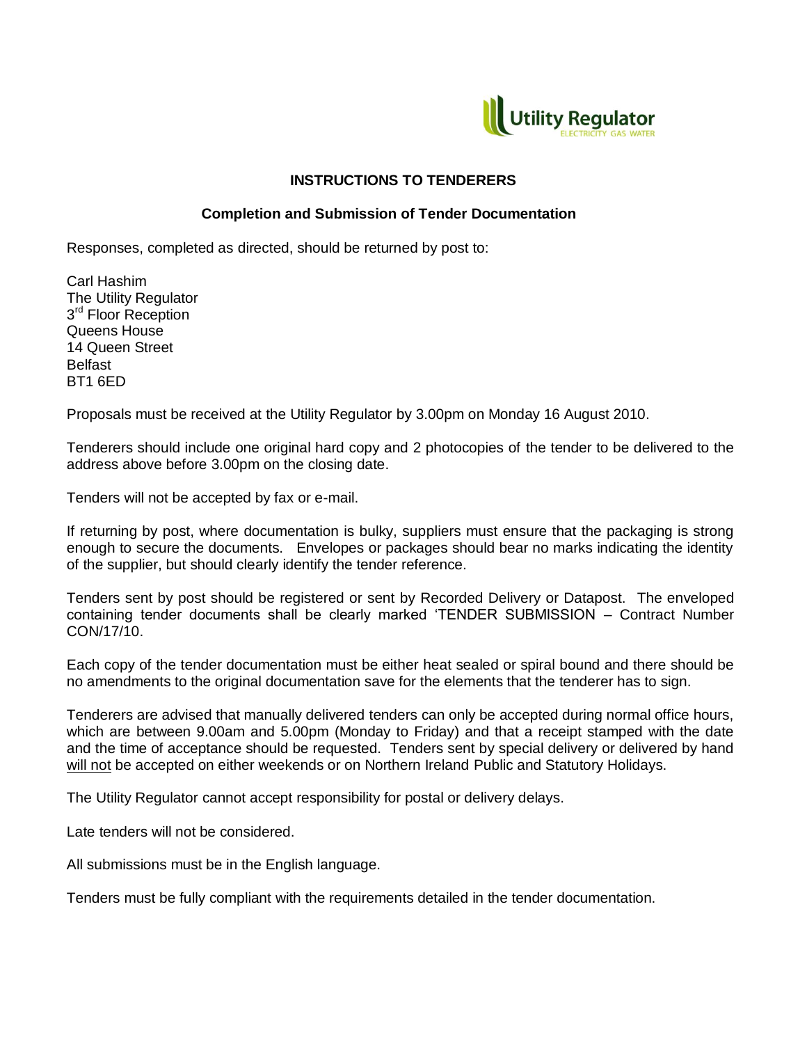## INSTRUCTIONS TO TENDERERS

### Completion and Submission of Tender Documentation

Responses, completed as directed, should be returned by post to:

Carl Hashim
The Utility Regulator
3rd Floor Reception
Queens House
14 Queen Street
Belfast
BT1 6ED

Proposals must be received at the Utility Regulator by 3.00pm on Monday 16 August 2010.

Tenderers should include one original hard copy and 2 photocopies of the tender to be delivered to the address above before 3.00pm on the closing date.

Tenders will not be accepted by fax or e-mail.

If returning by post, where documentation is bulky, suppliers must ensure that the packaging is strong enough to secure the documents. Envelopes or packages should bear no marks indicating the identity of the supplier, but should clearly identify the tender reference.

Tenders sent by post should be registered or sent by Recorded Delivery or Datapost. The enveloped containing tender documents shall be clearly marked 'TENDER SUBMISSION – Contract Number CON/17/10.

Each copy of the tender documentation must be either heat sealed or spiral bound and there should be no amendments to the original documentation save for the elements that the tenderer has to sign.

Tenderers are advised that manually delivered tenders can only be accepted during normal office hours, which are between 9.00am and 5.00pm (Monday to Friday) and that a receipt stamped with the date and the time of acceptance should be requested. Tenders sent by special delivery or delivered by hand will not be accepted on either weekends or on Northern Ireland Public and Statutory Holidays.

The Utility Regulator cannot accept responsibility for postal or delivery delays.

Late tenders will not be considered.

All submissions must be in the English language.

Tenders must be fully compliant with the requirements detailed in the tender documentation.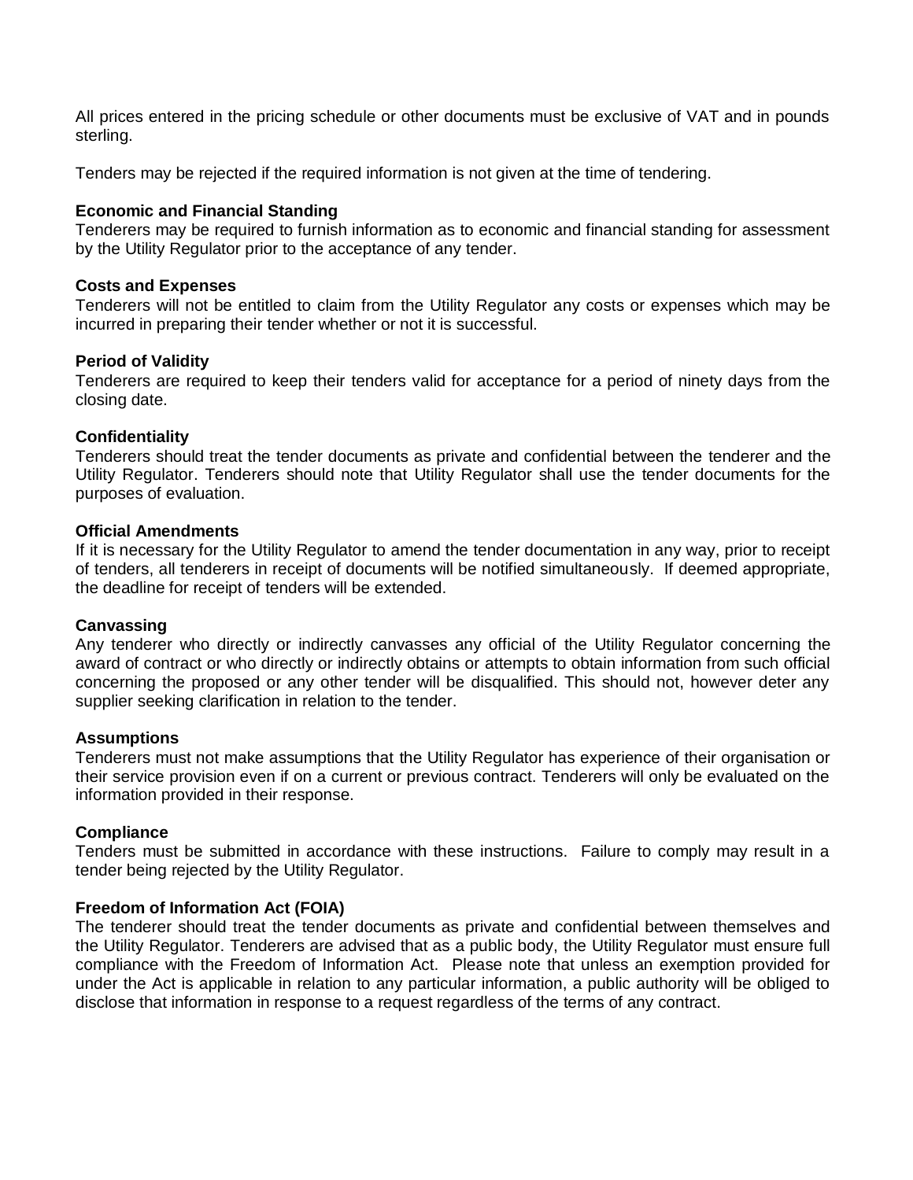All prices entered in the pricing schedule or other documents must be exclusive of VAT and in pounds sterling.

Tenders may be rejected if the required information is not given at the time of tendering.

**Economic and Financial Standing**
Tenderers may be required to furnish information as to economic and financial standing for assessment by the Utility Regulator prior to the acceptance of any tender.

**Costs and Expenses**
Tenderers will not be entitled to claim from the Utility Regulator any costs or expenses which may be incurred in preparing their tender whether or not it is successful.

**Period of Validity**
Tenderers are required to keep their tenders valid for acceptance for a period of ninety days from the closing date.

**Confidentiality**
Tenderers should treat the tender documents as private and confidential between the tenderer and the Utility Regulator. Tenderers should note that Utility Regulator shall use the tender documents for the purposes of evaluation.

**Official Amendments**
If it is necessary for the Utility Regulator to amend the tender documentation in any way, prior to receipt of tenders, all tenderers in receipt of documents will be notified simultaneously. If deemed appropriate, the deadline for receipt of tenders will be extended.

**Canvassing**
Any tenderer who directly or indirectly canvasses any official of the Utility Regulator concerning the award of contract or who directly or indirectly obtains or attempts to obtain information from such official concerning the proposed or any other tender will be disqualified. This should not, however deter any supplier seeking clarification in relation to the tender.

**Assumptions**
Tenderers must not make assumptions that the Utility Regulator has experience of their organisation or their service provision even if on a current or previous contract. Tenderers will only be evaluated on the information provided in their response.

**Compliance**
Tenders must be submitted in accordance with these instructions. Failure to comply may result in a tender being rejected by the Utility Regulator.

**Freedom of Information Act (FOIA)**
The tenderer should treat the tender documents as private and confidential between themselves and the Utility Regulator. Tenderers are advised that as a public body, the Utility Regulator must ensure full compliance with the Freedom of Information Act. Please note that unless an exemption provided for under the Act is applicable in relation to any particular information, a public authority will be obliged to disclose that information in response to a request regardless of the terms of any contract.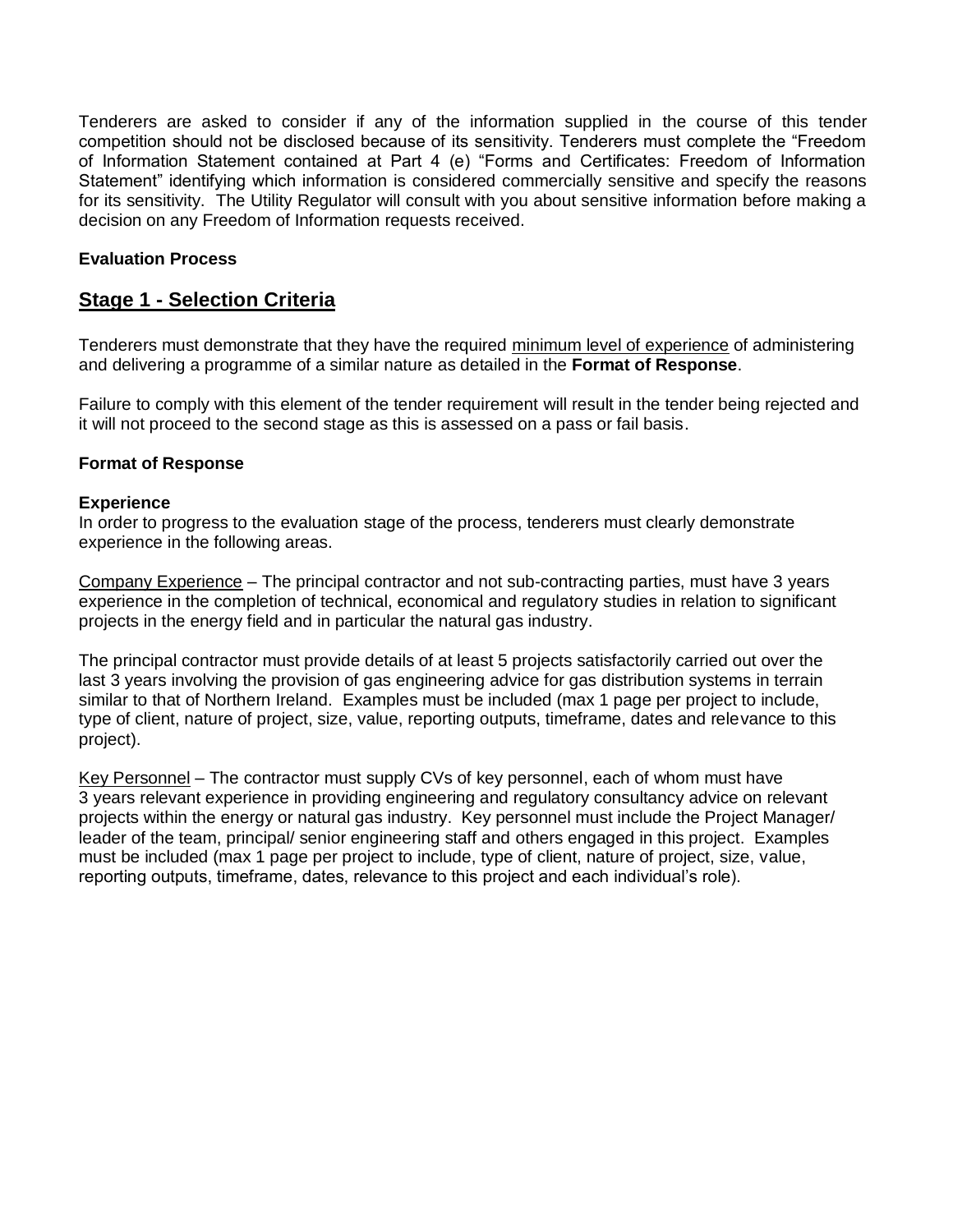Tenderers are asked to consider if any of the information supplied in the course of this tender competition should not be disclosed because of its sensitivity. Tenderers must complete the "Freedom of Information Statement contained at Part 4 (e) "Forms and Certificates: Freedom of Information Statement" identifying which information is considered commercially sensitive and specify the reasons for its sensitivity. The Utility Regulator will consult with you about sensitive information before making a decision on any Freedom of Information requests received.

**Evaluation Process**

## Stage 1 - Selection Criteria

Tenderers must demonstrate that they have the required minimum level of experience of administering and delivering a programme of a similar nature as detailed in the **Format of Response**.

Failure to comply with this element of the tender requirement will result in the tender being rejected and it will not proceed to the second stage as this is assessed on a pass or fail basis.

**Format of Response**

**Experience**

In order to progress to the evaluation stage of the process, tenderers must clearly demonstrate experience in the following areas.

Company Experience – The principal contractor and not sub-contracting parties, must have 3 years experience in the completion of technical, economical and regulatory studies in relation to significant projects in the energy field and in particular the natural gas industry.

The principal contractor must provide details of at least 5 projects satisfactorily carried out over the last 3 years involving the provision of gas engineering advice for gas distribution systems in terrain similar to that of Northern Ireland. Examples must be included (max 1 page per project to include, type of client, nature of project, size, value, reporting outputs, timeframe, dates and relevance to this project).

Key Personnel – The contractor must supply CVs of key personnel, each of whom must have 3 years relevant experience in providing engineering and regulatory consultancy advice on relevant projects within the energy or natural gas industry. Key personnel must include the Project Manager/ leader of the team, principal/ senior engineering staff and others engaged in this project. Examples must be included (max 1 page per project to include, type of client, nature of project, size, value, reporting outputs, timeframe, dates, relevance to this project and each individual's role).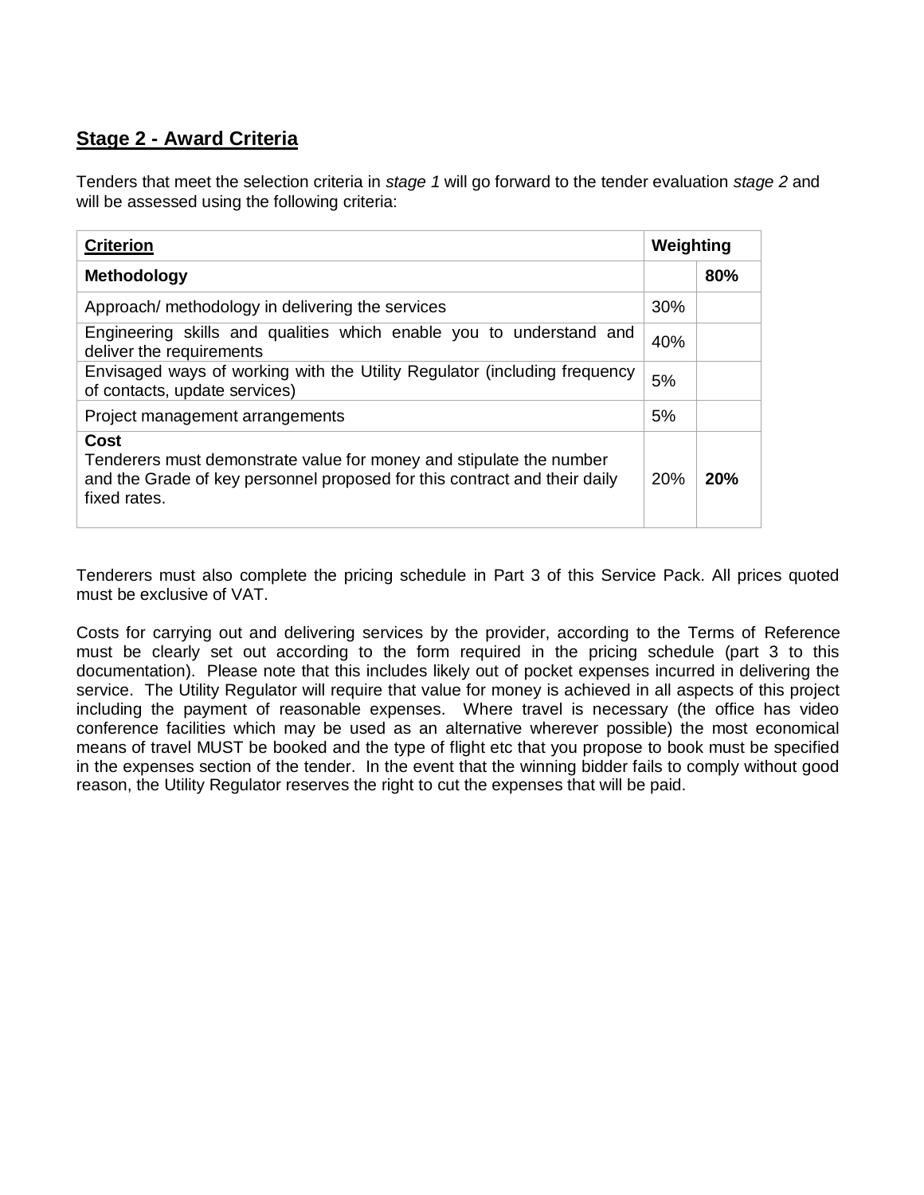## Stage 2 - Award Criteria

Tenders that meet the selection criteria in *stage 1* will go forward to the tender evaluation *stage 2* and will be assessed using the following criteria:

| **Criterion** | **Weighting** | |
|---|---|---|
| **Methodology** | | **80%** |
| Approach/ methodology in delivering the services | 30% | |
| Engineering skills and qualities which enable you to understand and deliver the requirements | 40% | |
| Envisaged ways of working with the Utility Regulator (including frequency of contacts, update services) | 5% | |
| Project management arrangements | 5% | |
| **Cost**<br>Tenderers must demonstrate value for money and stipulate the number and the Grade of key personnel proposed for this contract and their daily fixed rates. | 20% | **20%** |

Tenderers must also complete the pricing schedule in Part 3 of this Service Pack. All prices quoted must be exclusive of VAT.

Costs for carrying out and delivering services by the provider, according to the Terms of Reference must be clearly set out according to the form required in the pricing schedule (part 3 to this documentation). Please note that this includes likely out of pocket expenses incurred in delivering the service. The Utility Regulator will require that value for money is achieved in all aspects of this project including the payment of reasonable expenses. Where travel is necessary (the office has video conference facilities which may be used as an alternative wherever possible) the most economical means of travel MUST be booked and the type of flight etc that you propose to book must be specified in the expenses section of the tender. In the event that the winning bidder fails to comply without good reason, the Utility Regulator reserves the right to cut the expenses that will be paid.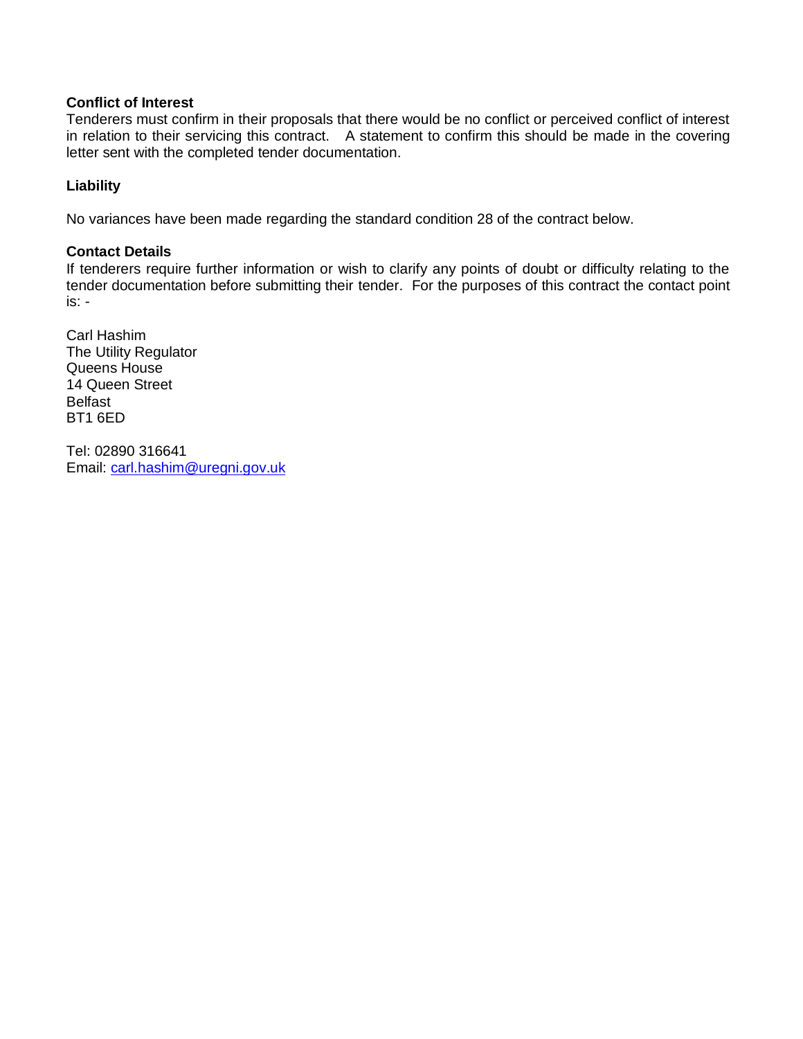**Conflict of Interest**

Tenderers must confirm in their proposals that there would be no conflict or perceived conflict of interest in relation to their servicing this contract. A statement to confirm this should be made in the covering letter sent with the completed tender documentation.

**Liability**

No variances have been made regarding the standard condition 28 of the contract below.

**Contact Details**

If tenderers require further information or wish to clarify any points of doubt or difficulty relating to the tender documentation before submitting their tender. For the purposes of this contract the contact point is: -

Carl Hashim
The Utility Regulator
Queens House
14 Queen Street
Belfast
BT1 6ED

Tel: 02890 316641
Email: carl.hashim@uregni.gov.uk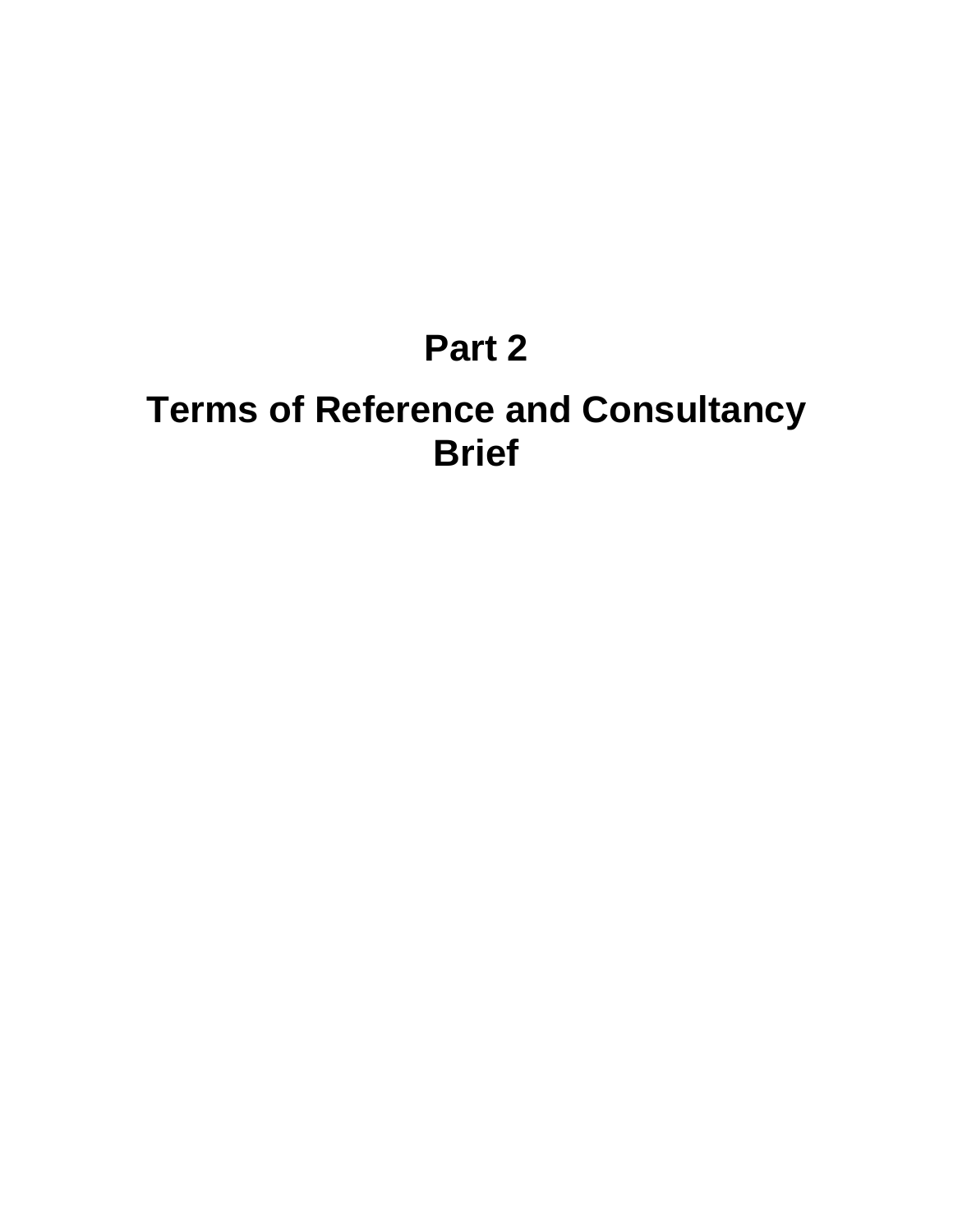# Part 2

# Terms of Reference and Consultancy Brief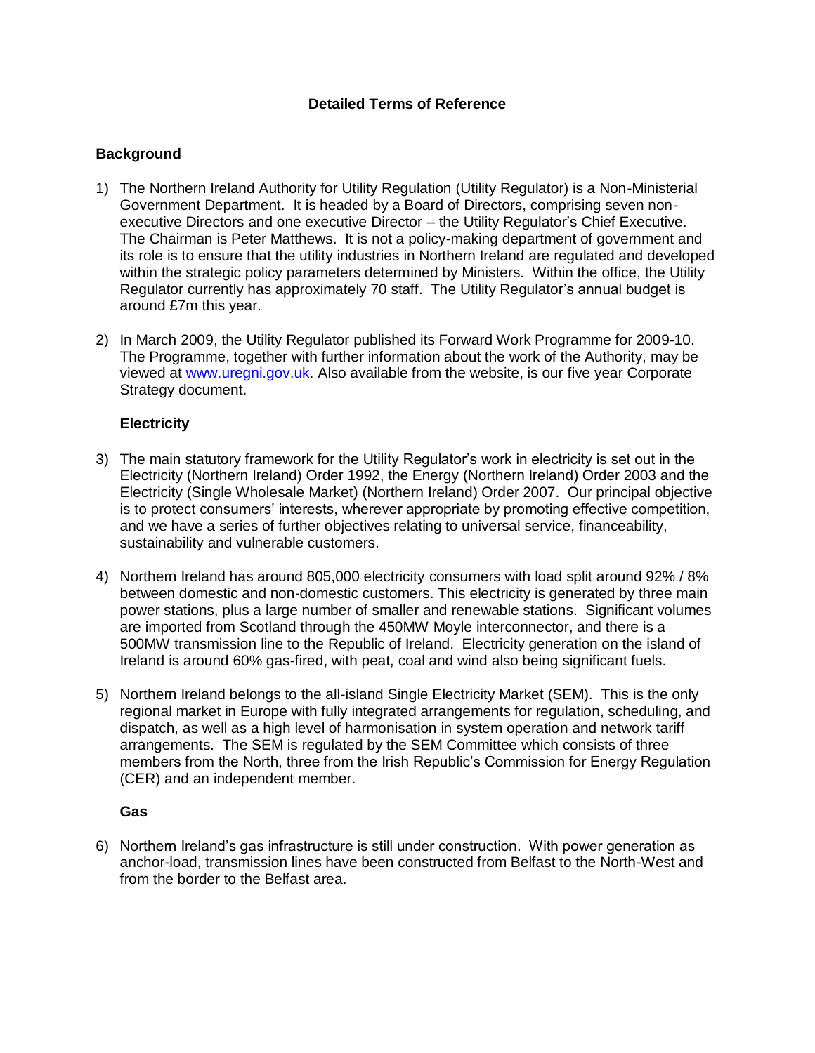**Detailed Terms of Reference**

**Background**

1) The Northern Ireland Authority for Utility Regulation (Utility Regulator) is a Non-Ministerial Government Department. It is headed by a Board of Directors, comprising seven non-executive Directors and one executive Director – the Utility Regulator's Chief Executive. The Chairman is Peter Matthews. It is not a policy-making department of government and its role is to ensure that the utility industries in Northern Ireland are regulated and developed within the strategic policy parameters determined by Ministers. Within the office, the Utility Regulator currently has approximately 70 staff. The Utility Regulator's annual budget is around £7m this year.

2) In March 2009, the Utility Regulator published its Forward Work Programme for 2009-10. The Programme, together with further information about the work of the Authority, may be viewed at www.uregni.gov.uk. Also available from the website, is our five year Corporate Strategy document.

**Electricity**

3) The main statutory framework for the Utility Regulator's work in electricity is set out in the Electricity (Northern Ireland) Order 1992, the Energy (Northern Ireland) Order 2003 and the Electricity (Single Wholesale Market) (Northern Ireland) Order 2007. Our principal objective is to protect consumers' interests, wherever appropriate by promoting effective competition, and we have a series of further objectives relating to universal service, financeability, sustainability and vulnerable customers.

4) Northern Ireland has around 805,000 electricity consumers with load split around 92% / 8% between domestic and non-domestic customers. This electricity is generated by three main power stations, plus a large number of smaller and renewable stations. Significant volumes are imported from Scotland through the 450MW Moyle interconnector, and there is a 500MW transmission line to the Republic of Ireland. Electricity generation on the island of Ireland is around 60% gas-fired, with peat, coal and wind also being significant fuels.

5) Northern Ireland belongs to the all-island Single Electricity Market (SEM). This is the only regional market in Europe with fully integrated arrangements for regulation, scheduling, and dispatch, as well as a high level of harmonisation in system operation and network tariff arrangements. The SEM is regulated by the SEM Committee which consists of three members from the North, three from the Irish Republic's Commission for Energy Regulation (CER) and an independent member.

**Gas**

6) Northern Ireland's gas infrastructure is still under construction. With power generation as anchor-load, transmission lines have been constructed from Belfast to the North-West and from the border to the Belfast area.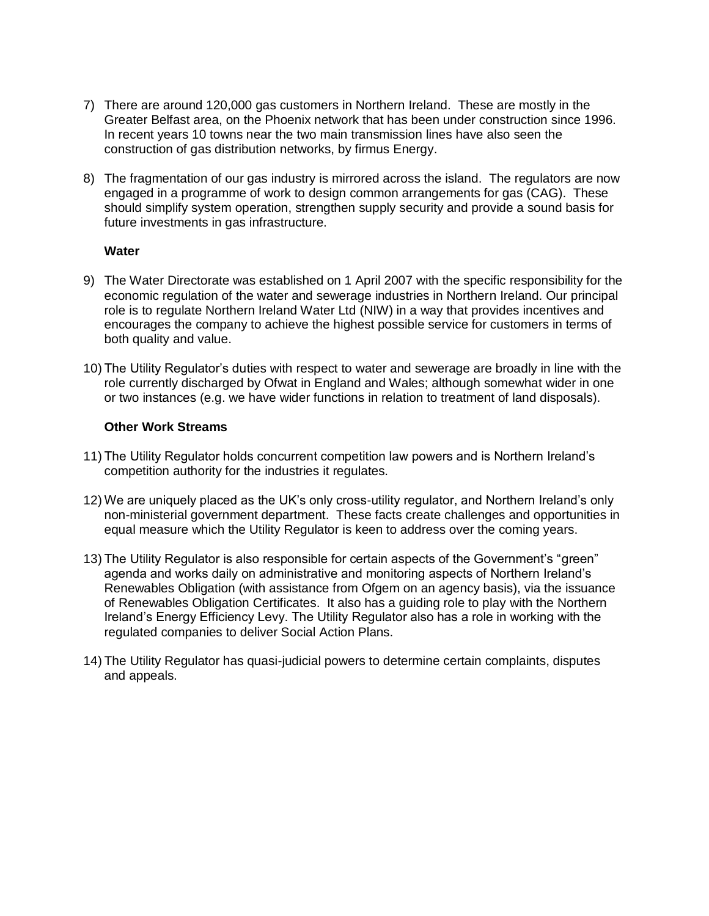7) There are around 120,000 gas customers in Northern Ireland. These are mostly in the Greater Belfast area, on the Phoenix network that has been under construction since 1996. In recent years 10 towns near the two main transmission lines have also seen the construction of gas distribution networks, by firmus Energy.

8) The fragmentation of our gas industry is mirrored across the island. The regulators are now engaged in a programme of work to design common arrangements for gas (CAG). These should simplify system operation, strengthen supply security and provide a sound basis for future investments in gas infrastructure.

**Water**

9) The Water Directorate was established on 1 April 2007 with the specific responsibility for the economic regulation of the water and sewerage industries in Northern Ireland. Our principal role is to regulate Northern Ireland Water Ltd (NIW) in a way that provides incentives and encourages the company to achieve the highest possible service for customers in terms of both quality and value.

10) The Utility Regulator's duties with respect to water and sewerage are broadly in line with the role currently discharged by Ofwat in England and Wales; although somewhat wider in one or two instances (e.g. we have wider functions in relation to treatment of land disposals).

**Other Work Streams**

11) The Utility Regulator holds concurrent competition law powers and is Northern Ireland's competition authority for the industries it regulates.

12) We are uniquely placed as the UK's only cross-utility regulator, and Northern Ireland's only non-ministerial government department. These facts create challenges and opportunities in equal measure which the Utility Regulator is keen to address over the coming years.

13) The Utility Regulator is also responsible for certain aspects of the Government's "green" agenda and works daily on administrative and monitoring aspects of Northern Ireland's Renewables Obligation (with assistance from Ofgem on an agency basis), via the issuance of Renewables Obligation Certificates. It also has a guiding role to play with the Northern Ireland's Energy Efficiency Levy. The Utility Regulator also has a role in working with the regulated companies to deliver Social Action Plans.

14) The Utility Regulator has quasi-judicial powers to determine certain complaints, disputes and appeals.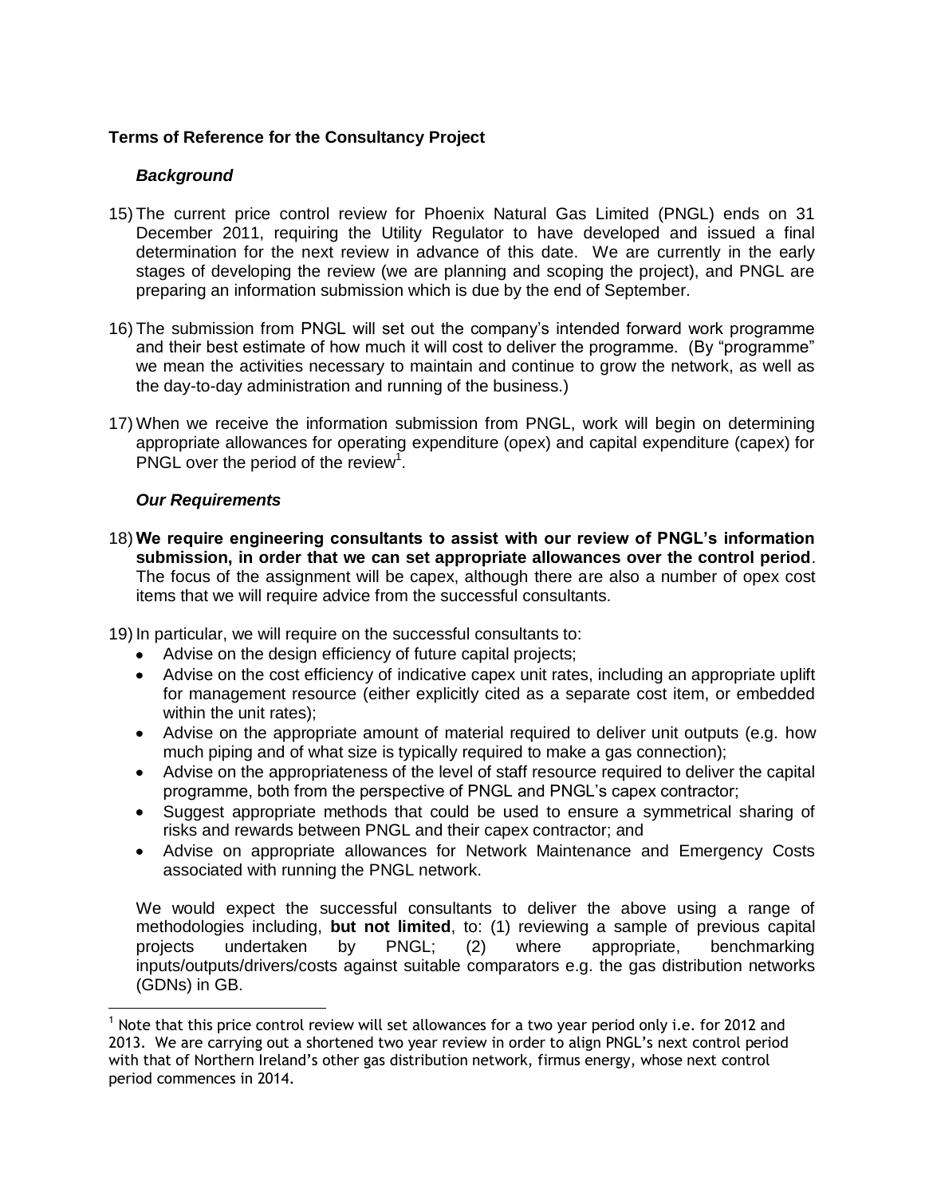**Terms of Reference for the Consultancy Project**

***Background***

15) The current price control review for Phoenix Natural Gas Limited (PNGL) ends on 31 December 2011, requiring the Utility Regulator to have developed and issued a final determination for the next review in advance of this date. We are currently in the early stages of developing the review (we are planning and scoping the project), and PNGL are preparing an information submission which is due by the end of September.

16) The submission from PNGL will set out the company's intended forward work programme and their best estimate of how much it will cost to deliver the programme. (By "programme" we mean the activities necessary to maintain and continue to grow the network, as well as the day-to-day administration and running of the business.)

17) When we receive the information submission from PNGL, work will begin on determining appropriate allowances for operating expenditure (opex) and capital expenditure (capex) for PNGL over the period of the review[1].

***Our Requirements***

18) **We require engineering consultants to assist with our review of PNGL's information submission, in order that we can set appropriate allowances over the control period**. The focus of the assignment will be capex, although there are also a number of opex cost items that we will require advice from the successful consultants.

19) In particular, we will require on the successful consultants to:
    - Advise on the design efficiency of future capital projects;
    - Advise on the cost efficiency of indicative capex unit rates, including an appropriate uplift for management resource (either explicitly cited as a separate cost item, or embedded within the unit rates);
    - Advise on the appropriate amount of material required to deliver unit outputs (e.g. how much piping and of what size is typically required to make a gas connection);
    - Advise on the appropriateness of the level of staff resource required to deliver the capital programme, both from the perspective of PNGL and PNGL's capex contractor;
    - Suggest appropriate methods that could be used to ensure a symmetrical sharing of risks and rewards between PNGL and their capex contractor; and
    - Advise on appropriate allowances for Network Maintenance and Emergency Costs associated with running the PNGL network.

    We would expect the successful consultants to deliver the above using a range of methodologies including, **but not limited**, to: (1) reviewing a sample of previous capital projects undertaken by PNGL; (2) where appropriate, benchmarking inputs/outputs/drivers/costs against suitable comparators e.g. the gas distribution networks (GDNs) in GB.

[1] Note that this price control review will set allowances for a two year period only i.e. for 2012 and 2013. We are carrying out a shortened two year review in order to align PNGL's next control period with that of Northern Ireland's other gas distribution network, firmus energy, whose next control period commences in 2014.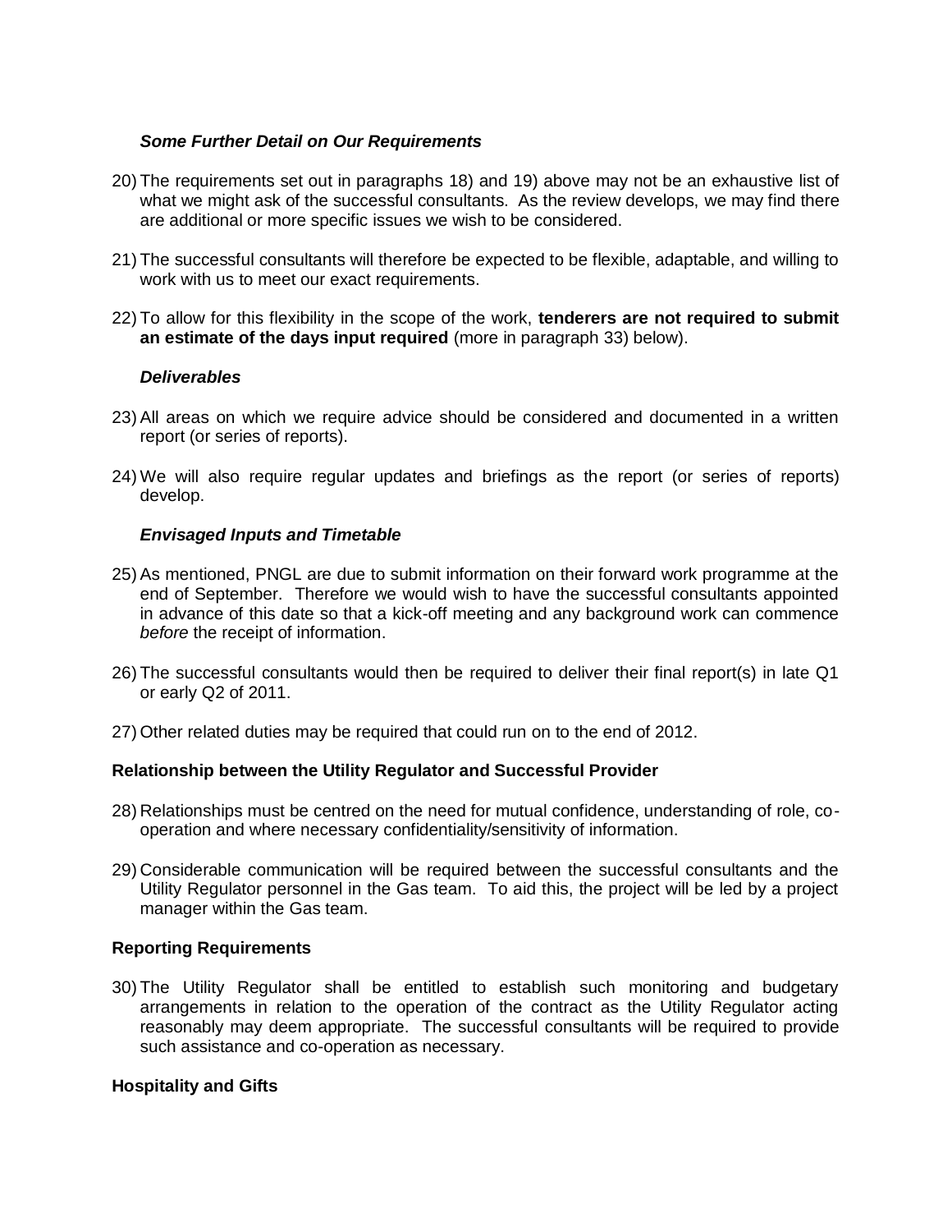### *Some Further Detail on Our Requirements*

20) The requirements set out in paragraphs 18) and 19) above may not be an exhaustive list of what we might ask of the successful consultants. As the review develops, we may find there are additional or more specific issues we wish to be considered.

21) The successful consultants will therefore be expected to be flexible, adaptable, and willing to work with us to meet our exact requirements.

22) To allow for this flexibility in the scope of the work, **tenderers are not required to submit an estimate of the days input required** (more in paragraph 33) below).

### *Deliverables*

23) All areas on which we require advice should be considered and documented in a written report (or series of reports).

24) We will also require regular updates and briefings as the report (or series of reports) develop.

### *Envisaged Inputs and Timetable*

25) As mentioned, PNGL are due to submit information on their forward work programme at the end of September. Therefore we would wish to have the successful consultants appointed in advance of this date so that a kick-off meeting and any background work can commence *before* the receipt of information.

26) The successful consultants would then be required to deliver their final report(s) in late Q1 or early Q2 of 2011.

27) Other related duties may be required that could run on to the end of 2012.

## Relationship between the Utility Regulator and Successful Provider

28) Relationships must be centred on the need for mutual confidence, understanding of role, co-operation and where necessary confidentiality/sensitivity of information.

29) Considerable communication will be required between the successful consultants and the Utility Regulator personnel in the Gas team. To aid this, the project will be led by a project manager within the Gas team.

## Reporting Requirements

30) The Utility Regulator shall be entitled to establish such monitoring and budgetary arrangements in relation to the operation of the contract as the Utility Regulator acting reasonably may deem appropriate. The successful consultants will be required to provide such assistance and co-operation as necessary.

## Hospitality and Gifts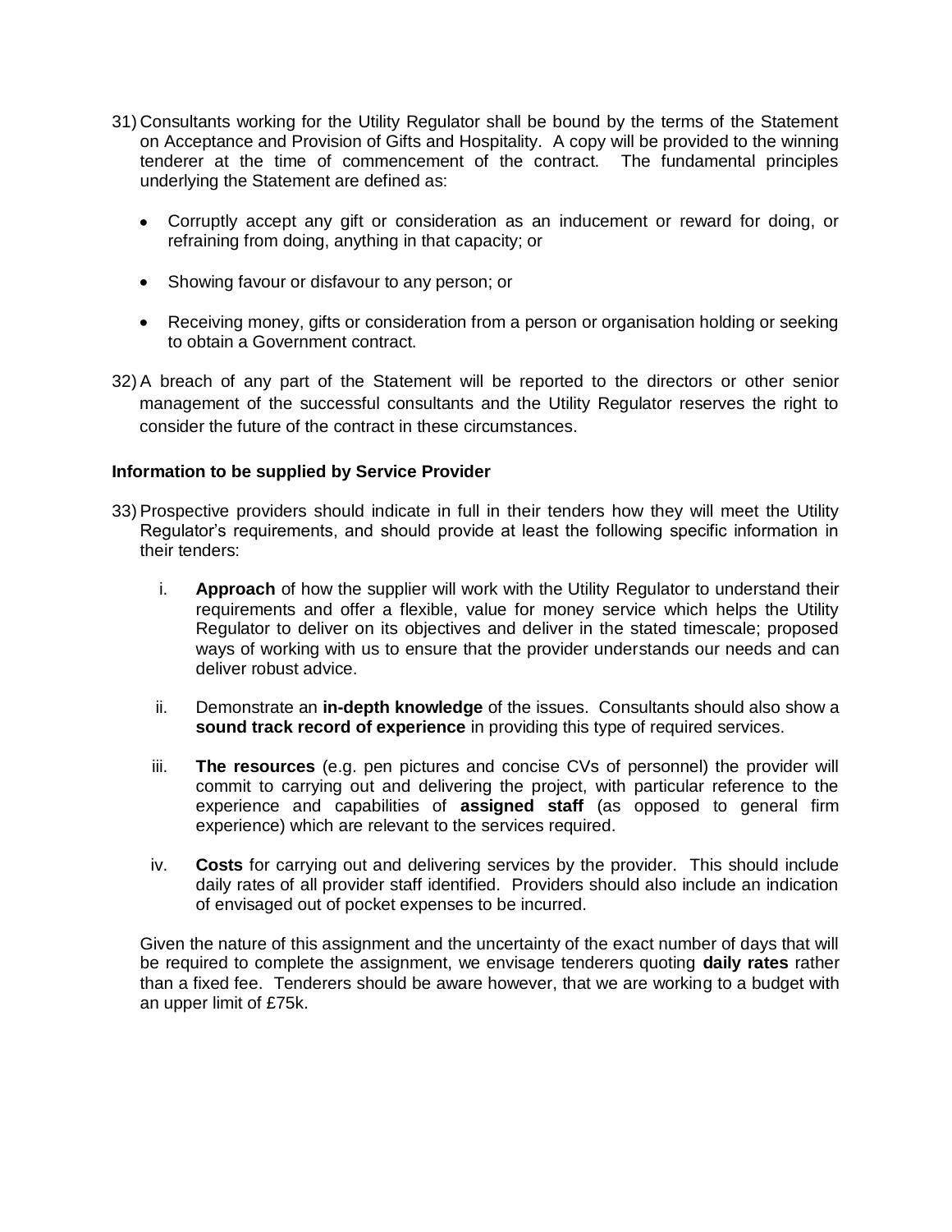31) Consultants working for the Utility Regulator shall be bound by the terms of the Statement on Acceptance and Provision of Gifts and Hospitality. A copy will be provided to the winning tenderer at the time of commencement of the contract. The fundamental principles underlying the Statement are defined as:

- Corruptly accept any gift or consideration as an inducement or reward for doing, or refraining from doing, anything in that capacity; or
- Showing favour or disfavour to any person; or
- Receiving money, gifts or consideration from a person or organisation holding or seeking to obtain a Government contract.

32) A breach of any part of the Statement will be reported to the directors or other senior management of the successful consultants and the Utility Regulator reserves the right to consider the future of the contract in these circumstances.

**Information to be supplied by Service Provider**

33) Prospective providers should indicate in full in their tenders how they will meet the Utility Regulator's requirements, and should provide at least the following specific information in their tenders:

   i. **Approach** of how the supplier will work with the Utility Regulator to understand their requirements and offer a flexible, value for money service which helps the Utility Regulator to deliver on its objectives and deliver in the stated timescale; proposed ways of working with us to ensure that the provider understands our needs and can deliver robust advice.

   ii. Demonstrate an **in-depth knowledge** of the issues. Consultants should also show a **sound track record of experience** in providing this type of required services.

   iii. **The resources** (e.g. pen pictures and concise CVs of personnel) the provider will commit to carrying out and delivering the project, with particular reference to the experience and capabilities of **assigned staff** (as opposed to general firm experience) which are relevant to the services required.

   iv. **Costs** for carrying out and delivering services by the provider. This should include daily rates of all provider staff identified. Providers should also include an indication of envisaged out of pocket expenses to be incurred.

Given the nature of this assignment and the uncertainty of the exact number of days that will be required to complete the assignment, we envisage tenderers quoting **daily rates** rather than a fixed fee. Tenderers should be aware however, that we are working to a budget with an upper limit of £75k.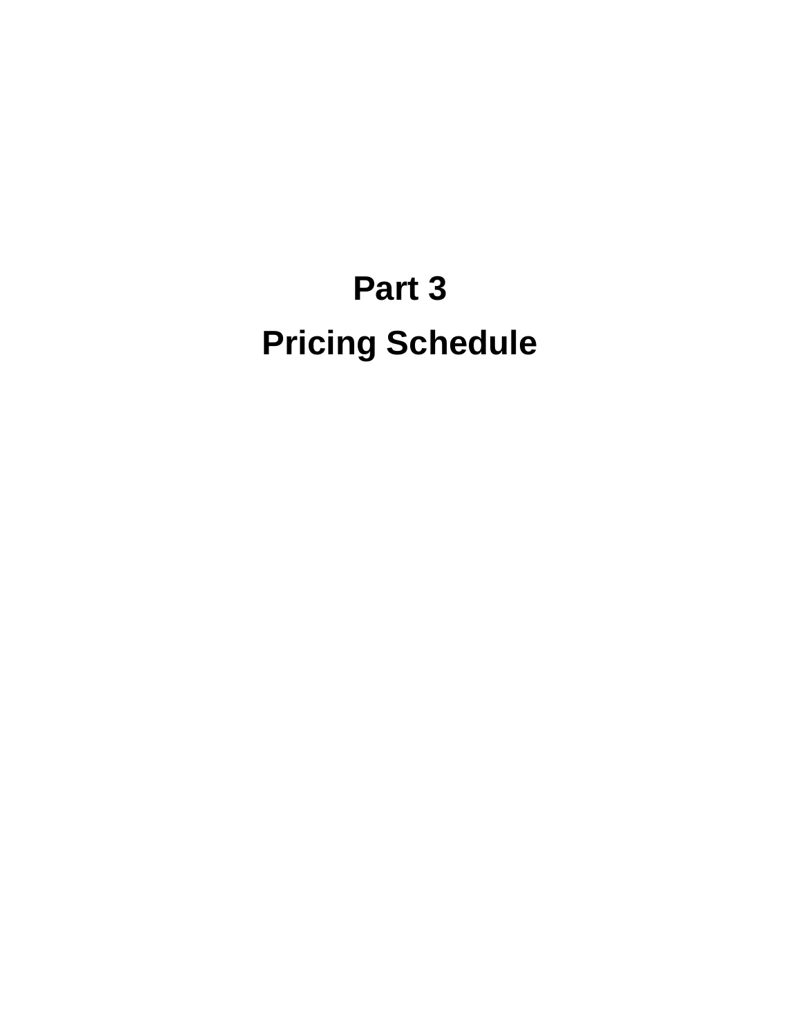# Part 3

# Pricing Schedule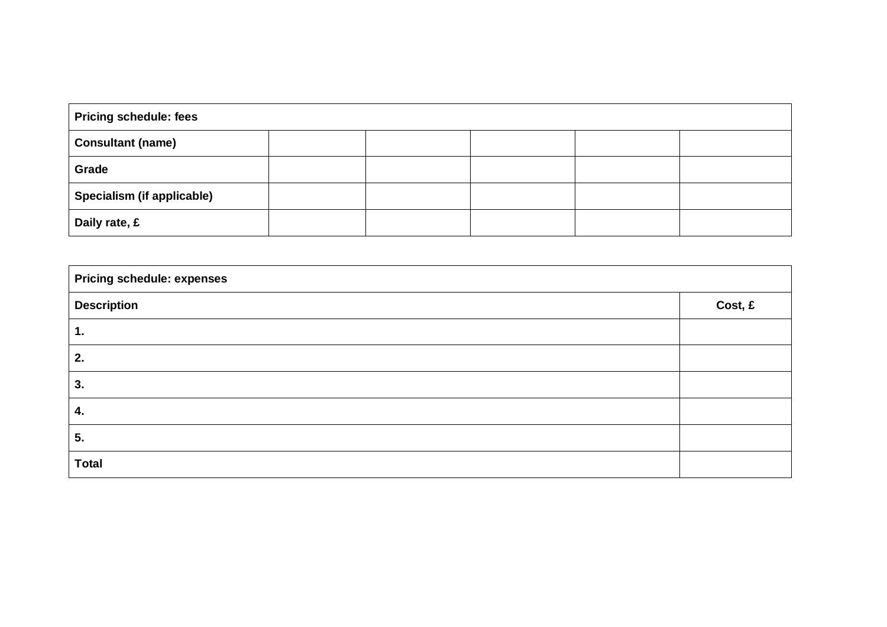| Pricing schedule: fees | | | | | |
|---|---|---|---|---|---|
| **Consultant (name)** | | | | | |
| **Grade** | | | | | |
| **Specialism (if applicable)** | | | | | |
| **Daily rate, £** | | | | | |

| Pricing schedule: expenses | |
|---|---|
| **Description** | **Cost, £** |
| **1.** | |
| **2.** | |
| **3.** | |
| **4.** | |
| **5.** | |
| **Total** | |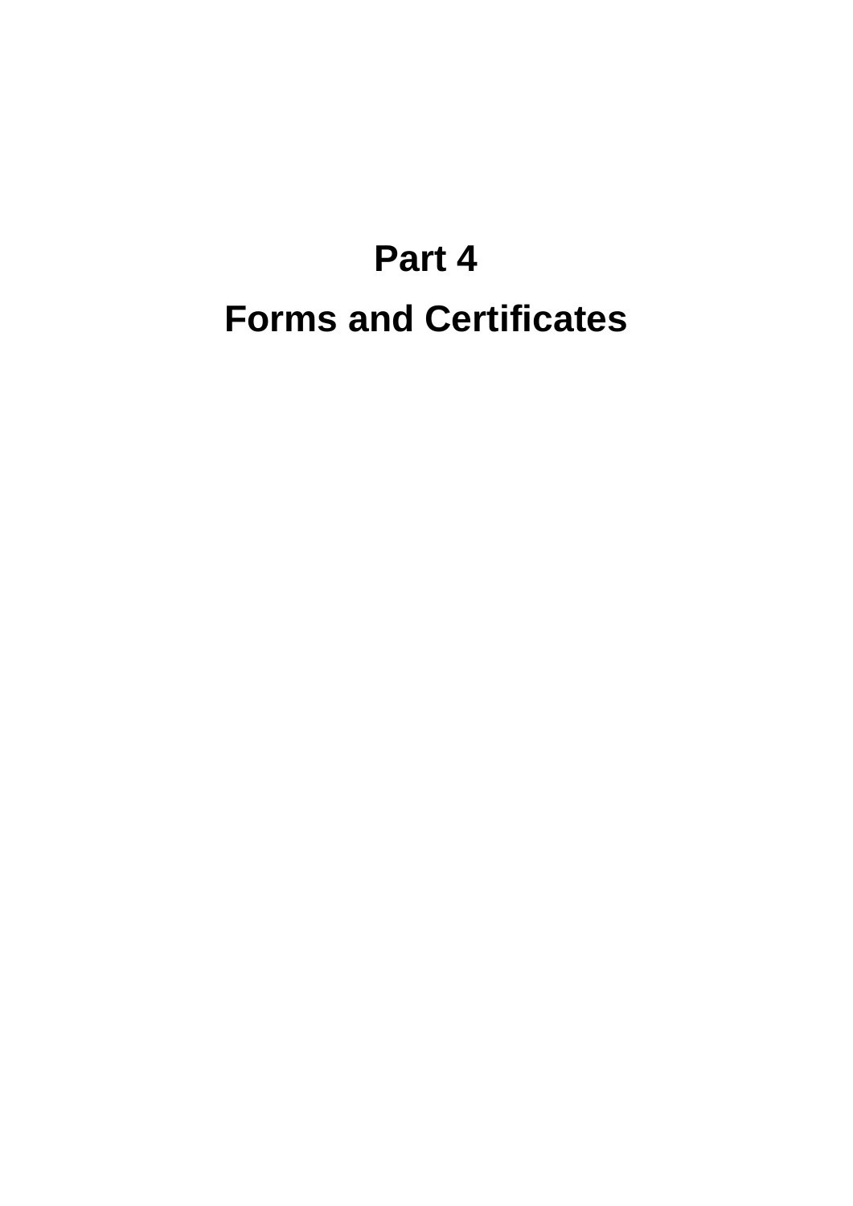# Part 4

# Forms and Certificates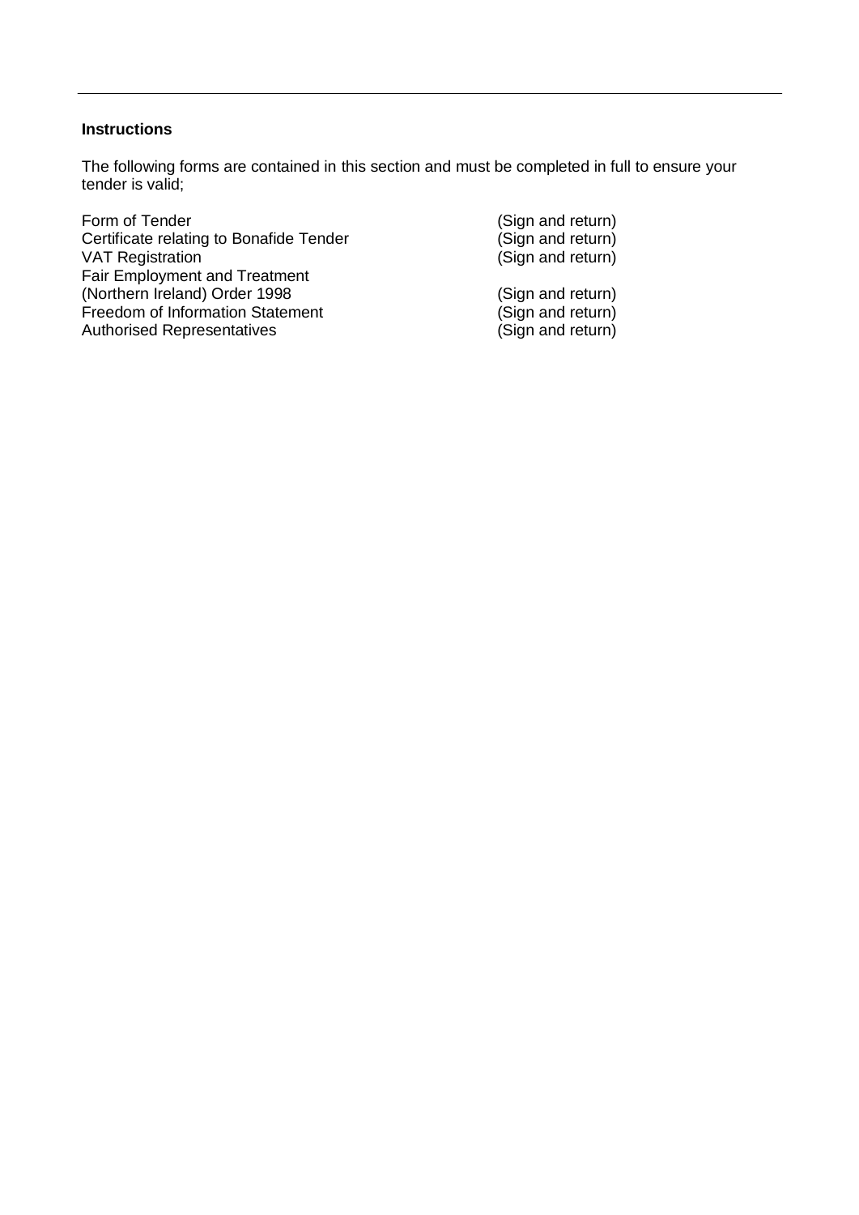**Instructions**

The following forms are contained in this section and must be completed in full to ensure your tender is valid;

| | |
|---|---|
| Form of Tender | (Sign and return) |
| Certificate relating to Bonafide Tender | (Sign and return) |
| VAT Registration | (Sign and return) |
| Fair Employment and Treatment (Northern Ireland) Order 1998 | (Sign and return) |
| Freedom of Information Statement | (Sign and return) |
| Authorised Representatives | (Sign and return) |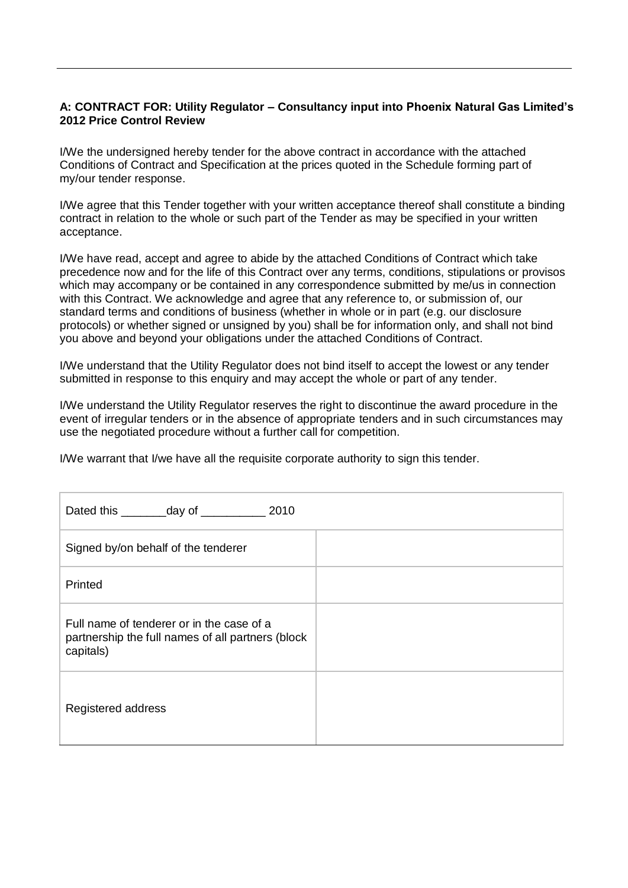**A: CONTRACT FOR: Utility Regulator – Consultancy input into Phoenix Natural Gas Limited's 2012 Price Control Review**

I/We the undersigned hereby tender for the above contract in accordance with the attached Conditions of Contract and Specification at the prices quoted in the Schedule forming part of my/our tender response.

I/We agree that this Tender together with your written acceptance thereof shall constitute a binding contract in relation to the whole or such part of the Tender as may be specified in your written acceptance.

I/We have read, accept and agree to abide by the attached Conditions of Contract which take precedence now and for the life of this Contract over any terms, conditions, stipulations or provisos which may accompany or be contained in any correspondence submitted by me/us in connection with this Contract. We acknowledge and agree that any reference to, or submission of, our standard terms and conditions of business (whether in whole or in part (e.g. our disclosure protocols) or whether signed or unsigned by you) shall be for information only, and shall not bind you above and beyond your obligations under the attached Conditions of Contract.

I/We understand that the Utility Regulator does not bind itself to accept the lowest or any tender submitted in response to this enquiry and may accept the whole or part of any tender.

I/We understand the Utility Regulator reserves the right to discontinue the award procedure in the event of irregular tenders or in the absence of appropriate tenders and in such circumstances may use the negotiated procedure without a further call for competition.

I/We warrant that I/we have all the requisite corporate authority to sign this tender.

| Dated this _______day of __________ 2010 | |
|---|---|
| Signed by/on behalf of the tenderer | |
| Printed | |
| Full name of tenderer or in the case of a partnership the full names of all partners (block capitals) | |
| Registered address | |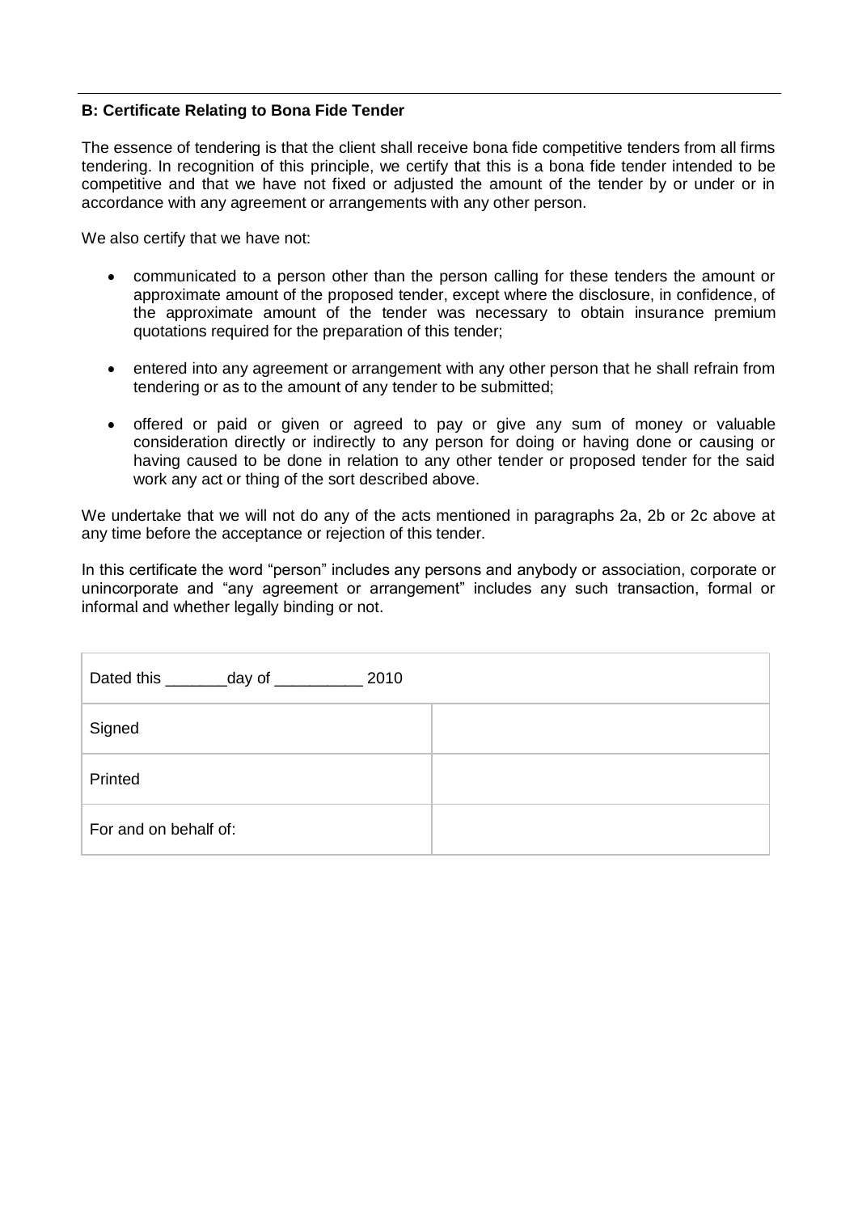### B: Certificate Relating to Bona Fide Tender

The essence of tendering is that the client shall receive bona fide competitive tenders from all firms tendering. In recognition of this principle, we certify that this is a bona fide tender intended to be competitive and that we have not fixed or adjusted the amount of the tender by or under or in accordance with any agreement or arrangements with any other person.

We also certify that we have not:

- communicated to a person other than the person calling for these tenders the amount or approximate amount of the proposed tender, except where the disclosure, in confidence, of the approximate amount of the tender was necessary to obtain insurance premium quotations required for the preparation of this tender;
- entered into any agreement or arrangement with any other person that he shall refrain from tendering or as to the amount of any tender to be submitted;
- offered or paid or given or agreed to pay or give any sum of money or valuable consideration directly or indirectly to any person for doing or having done or causing or having caused to be done in relation to any other tender or proposed tender for the said work any act or thing of the sort described above.

We undertake that we will not do any of the acts mentioned in paragraphs 2a, 2b or 2c above at any time before the acceptance or rejection of this tender.

In this certificate the word "person" includes any persons and anybody or association, corporate or unincorporate and "any agreement or arrangement" includes any such transaction, formal or informal and whether legally binding or not.

| Dated this _______day of __________ 2010 | |
|---|---|
| Signed | |
| Printed | |
| For and on behalf of: | |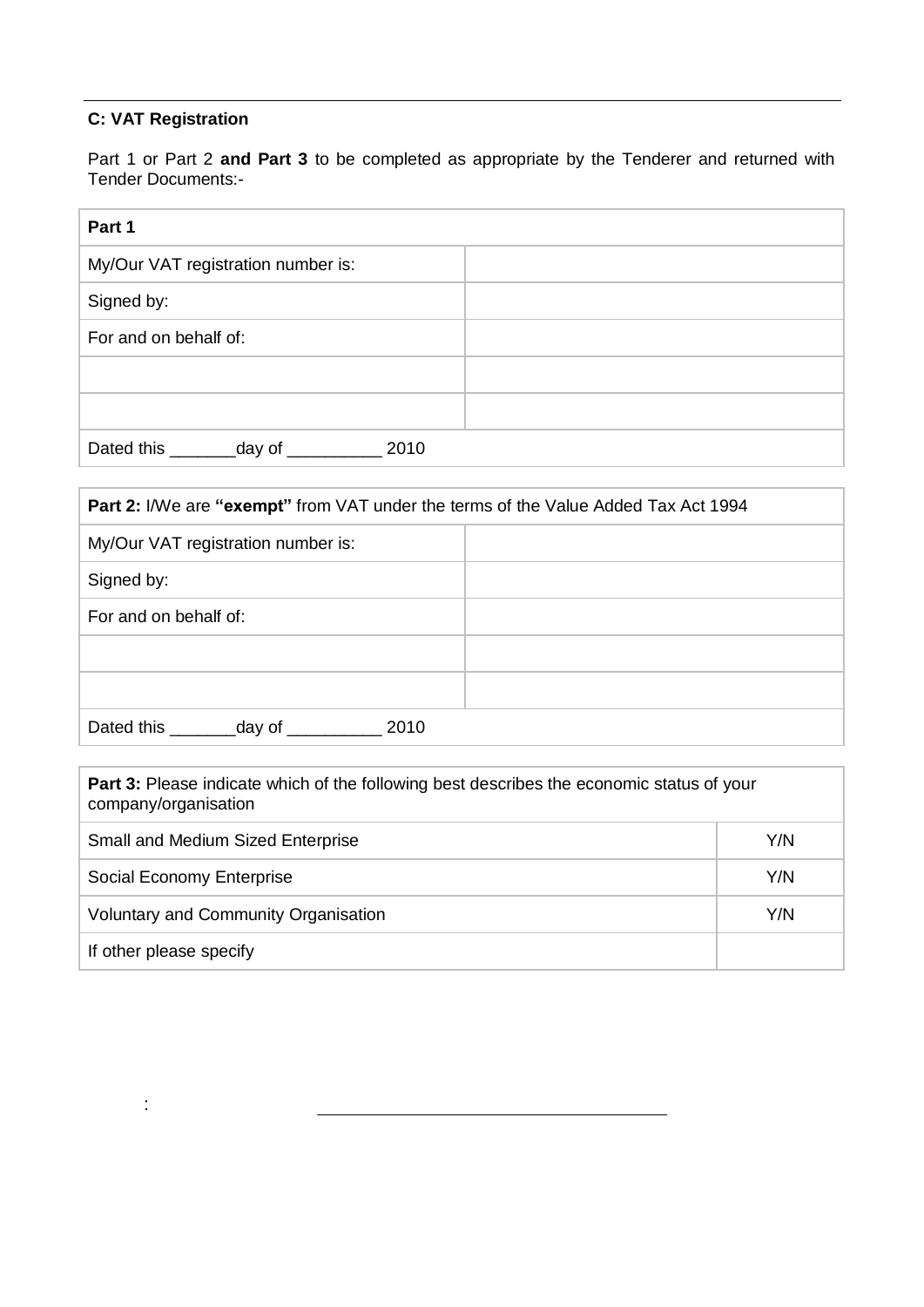### C: VAT Registration

Part 1 or Part 2 **and Part 3** to be completed as appropriate by the Tenderer and returned with Tender Documents:-

| **Part 1** | |
|---|---|
| My/Our VAT registration number is: | |
| Signed by: | |
| For and on behalf of: | |
| | |
| | |
| Dated this _______day of __________ 2010 | |

| **Part 2:** I/We are **"exempt"** from VAT under the terms of the Value Added Tax Act 1994 | |
|---|---|
| My/Our VAT registration number is: | |
| Signed by: | |
| For and on behalf of: | |
| | |
| | |
| Dated this _______day of __________ 2010 | |

| **Part 3:** Please indicate which of the following best describes the economic status of your company/organisation | |
|---|---|
| Small and Medium Sized Enterprise | Y/N |
| Social Economy Enterprise | Y/N |
| Voluntary and Community Organisation | Y/N |
| If other please specify | |

: ____________________________________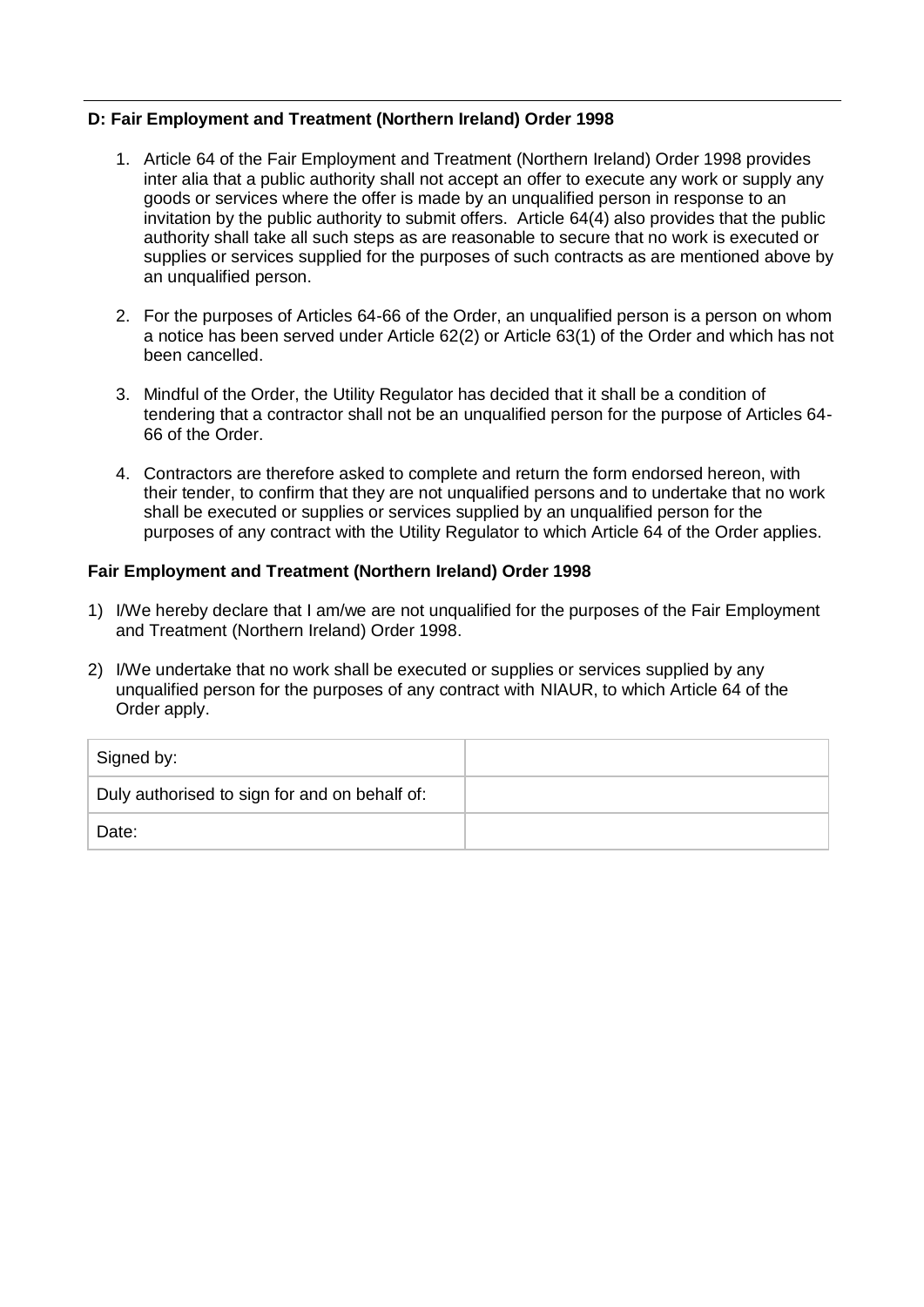### D: Fair Employment and Treatment (Northern Ireland) Order 1998

1. Article 64 of the Fair Employment and Treatment (Northern Ireland) Order 1998 provides inter alia that a public authority shall not accept an offer to execute any work or supply any goods or services where the offer is made by an unqualified person in response to an invitation by the public authority to submit offers. Article 64(4) also provides that the public authority shall take all such steps as are reasonable to secure that no work is executed or supplies or services supplied for the purposes of such contracts as are mentioned above by an unqualified person.
2. For the purposes of Articles 64-66 of the Order, an unqualified person is a person on whom a notice has been served under Article 62(2) or Article 63(1) of the Order and which has not been cancelled.
3. Mindful of the Order, the Utility Regulator has decided that it shall be a condition of tendering that a contractor shall not be an unqualified person for the purpose of Articles 64-66 of the Order.
4. Contractors are therefore asked to complete and return the form endorsed hereon, with their tender, to confirm that they are not unqualified persons and to undertake that no work shall be executed or supplies or services supplied by an unqualified person for the purposes of any contract with the Utility Regulator to which Article 64 of the Order applies.

**Fair Employment and Treatment (Northern Ireland) Order 1998**

1) I/We hereby declare that I am/we are not unqualified for the purposes of the Fair Employment and Treatment (Northern Ireland) Order 1998.
2) I/We undertake that no work shall be executed or supplies or services supplied by any unqualified person for the purposes of any contract with NIAUR, to which Article 64 of the Order apply.

| Signed by: | |
|---|---|
| Duly authorised to sign for and on behalf of: | |
| Date: | |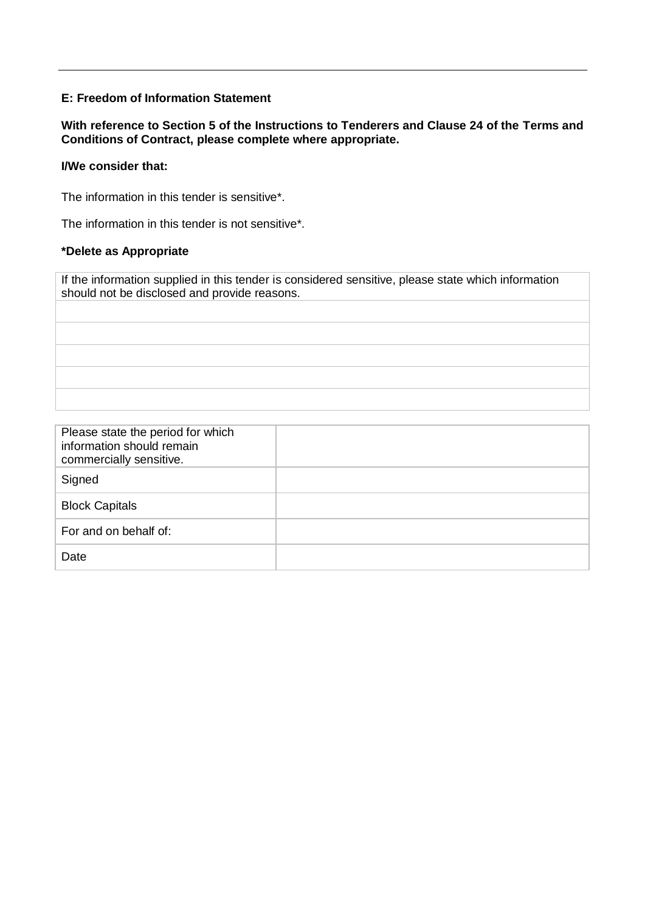**E: Freedom of Information Statement**

**With reference to Section 5 of the Instructions to Tenderers and Clause 24 of the Terms and Conditions of Contract, please complete where appropriate.**

**I/We consider that:**

The information in this tender is sensitive*.

The information in this tender is not sensitive*.

***Delete as Appropriate**

| If the information supplied in this tender is considered sensitive, please state which information should not be disclosed and provide reasons. |
| --- |
| |
| |
| |
| |
| |

| Please state the period for which information should remain commercially sensitive. | |
| --- | --- |
| Signed | |
| Block Capitals | |
| For and on behalf of: | |
| Date | |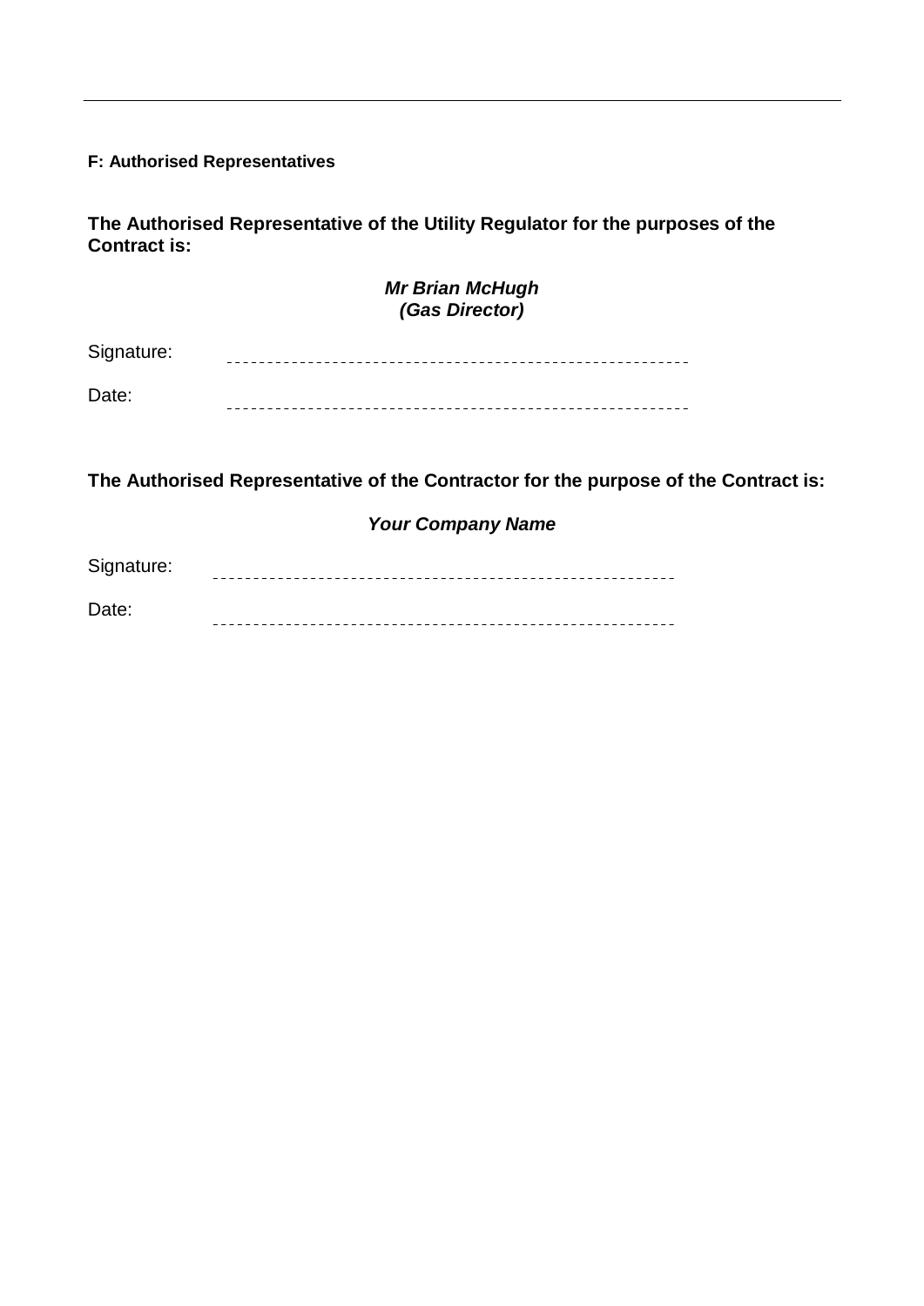**F: Authorised Representatives**

**The Authorised Representative of the Utility Regulator for the purposes of the Contract is:**

***Mr Brian McHugh***
***(Gas Director)***

Signature: ------------------------------------------------------

Date: ------------------------------------------------------

**The Authorised Representative of the Contractor for the purpose of the Contract is:**

***Your Company Name***

Signature: ------------------------------------------------------

Date: ------------------------------------------------------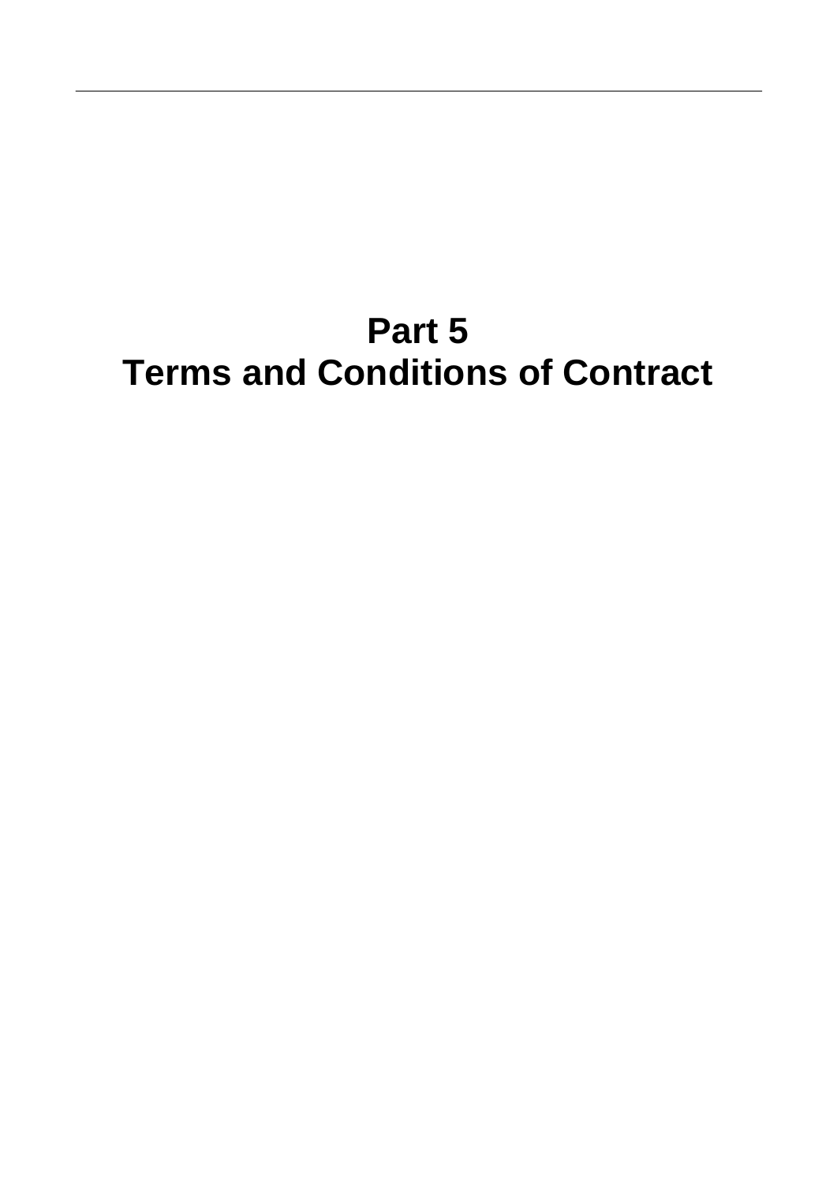# Part 5
# Terms and Conditions of Contract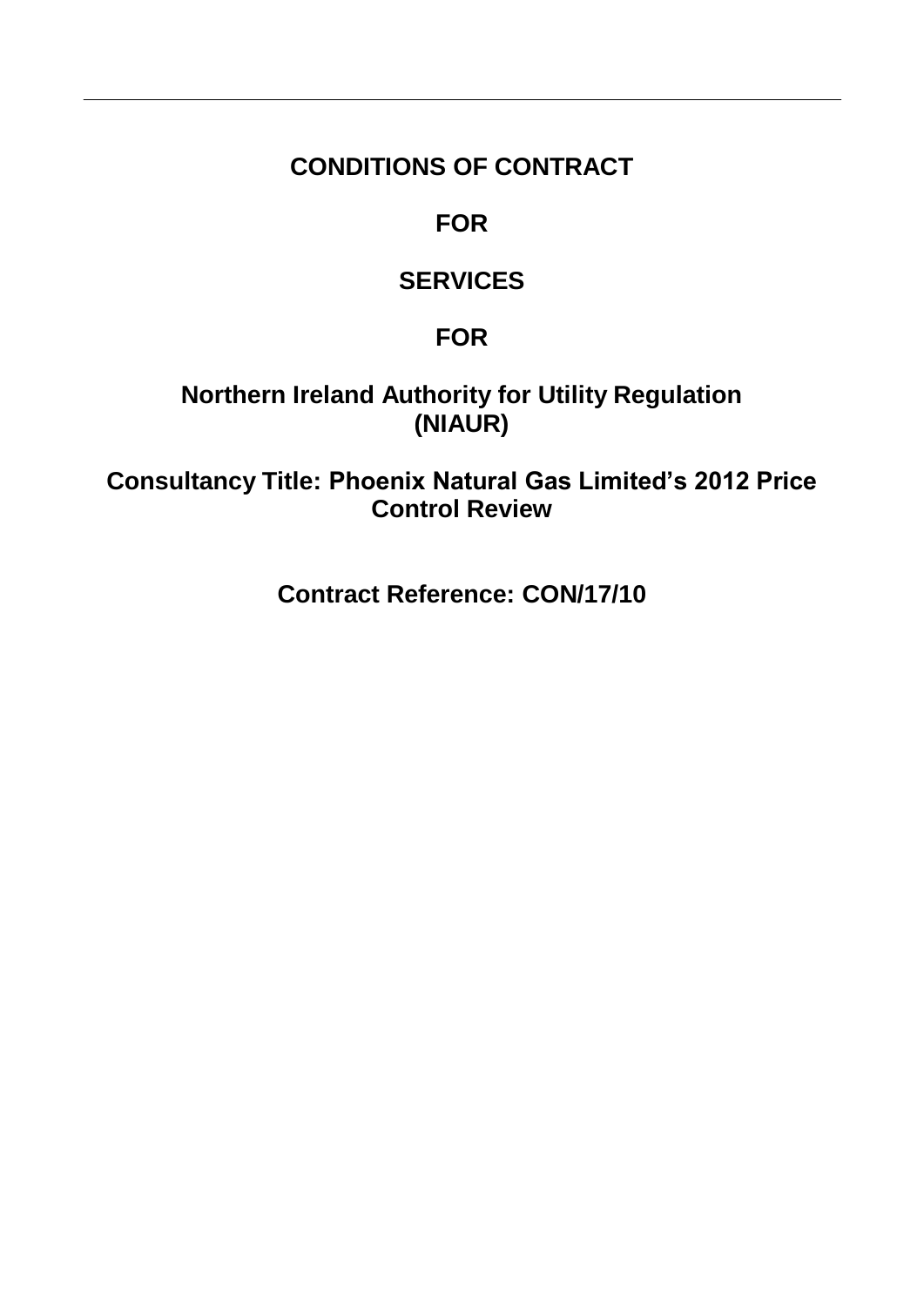# CONDITIONS OF CONTRACT

# FOR

# SERVICES

# FOR

# Northern Ireland Authority for Utility Regulation (NIAUR)

# Consultancy Title: Phoenix Natural Gas Limited's 2012 Price Control Review

# Contract Reference: CON/17/10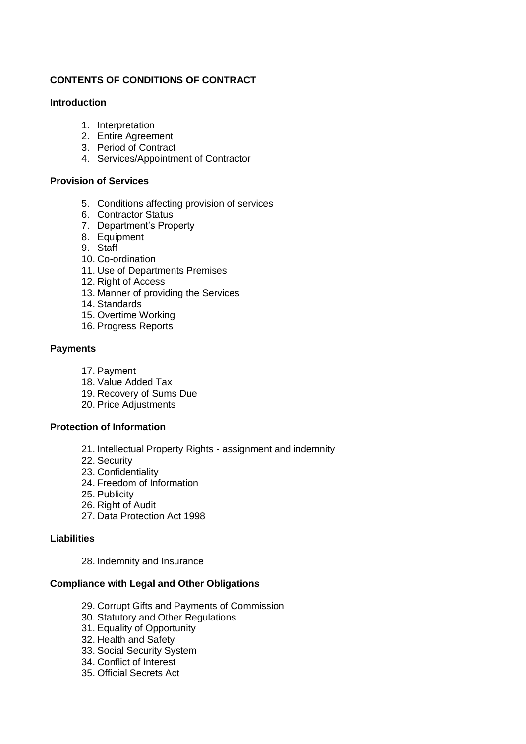**CONTENTS OF CONDITIONS OF CONTRACT**

**Introduction**

1. Interpretation
2. Entire Agreement
3. Period of Contract
4. Services/Appointment of Contractor

**Provision of Services**

5. Conditions affecting provision of services
6. Contractor Status
7. Department's Property
8. Equipment
9. Staff
10. Co-ordination
11. Use of Departments Premises
12. Right of Access
13. Manner of providing the Services
14. Standards
15. Overtime Working
16. Progress Reports

**Payments**

17. Payment
18. Value Added Tax
19. Recovery of Sums Due
20. Price Adjustments

**Protection of Information**

21. Intellectual Property Rights - assignment and indemnity
22. Security
23. Confidentiality
24. Freedom of Information
25. Publicity
26. Right of Audit
27. Data Protection Act 1998

**Liabilities**

28. Indemnity and Insurance

**Compliance with Legal and Other Obligations**

29. Corrupt Gifts and Payments of Commission
30. Statutory and Other Regulations
31. Equality of Opportunity
32. Health and Safety
33. Social Security System
34. Conflict of Interest
35. Official Secrets Act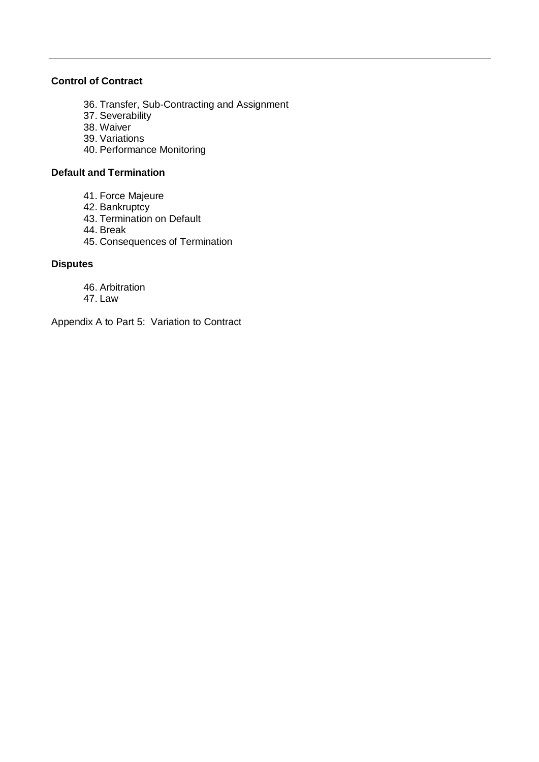**Control of Contract**

36. Transfer, Sub-Contracting and Assignment
37. Severability
38. Waiver
39. Variations
40. Performance Monitoring

**Default and Termination**

41. Force Majeure
42. Bankruptcy
43. Termination on Default
44. Break
45. Consequences of Termination

**Disputes**

46. Arbitration
47. Law

Appendix A to Part 5: Variation to Contract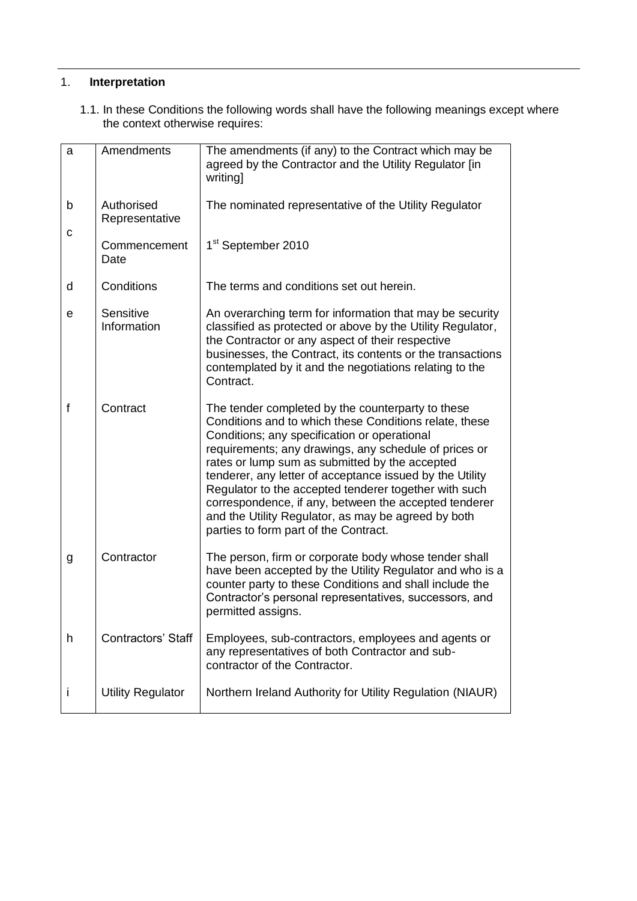## 1. **Interpretation**

1.1. In these Conditions the following words shall have the following meanings except where the context otherwise requires:

| | | |
|---|---|---|
| a | Amendments | The amendments (if any) to the Contract which may be agreed by the Contractor and the Utility Regulator [in writing] |
| b | Authorised Representative | The nominated representative of the Utility Regulator |
| c | Commencement Date | 1st September 2010 |
| d | Conditions | The terms and conditions set out herein. |
| e | Sensitive Information | An overarching term for information that may be security classified as protected or above by the Utility Regulator, the Contractor or any aspect of their respective businesses, the Contract, its contents or the transactions contemplated by it and the negotiations relating to the Contract. |
| f | Contract | The tender completed by the counterparty to these Conditions and to which these Conditions relate, these Conditions; any specification or operational requirements; any drawings, any schedule of prices or rates or lump sum as submitted by the accepted tenderer, any letter of acceptance issued by the Utility Regulator to the accepted tenderer together with such correspondence, if any, between the accepted tenderer and the Utility Regulator, as may be agreed by both parties to form part of the Contract. |
| g | Contractor | The person, firm or corporate body whose tender shall have been accepted by the Utility Regulator and who is a counter party to these Conditions and shall include the Contractor's personal representatives, successors, and permitted assigns. |
| h | Contractors' Staff | Employees, sub-contractors, employees and agents or any representatives of both Contractor and sub-contractor of the Contractor. |
| i | Utility Regulator | Northern Ireland Authority for Utility Regulation (NIAUR) |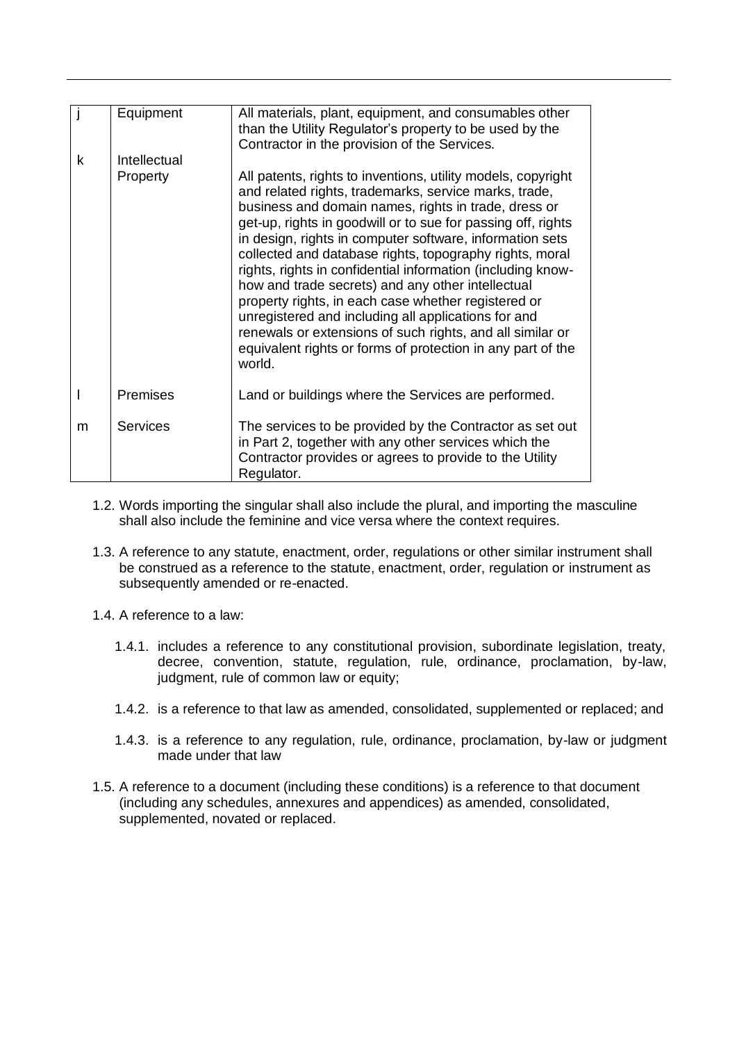| | | |
|---|---|---|
| j | Equipment | All materials, plant, equipment, and consumables other than the Utility Regulator's property to be used by the Contractor in the provision of the Services. |
| k | Intellectual Property | All patents, rights to inventions, utility models, copyright and related rights, trademarks, service marks, trade, business and domain names, rights in trade, dress or get-up, rights in goodwill or to sue for passing off, rights in design, rights in computer software, information sets collected and database rights, topography rights, moral rights, rights in confidential information (including know-how and trade secrets) and any other intellectual property rights, in each case whether registered or unregistered and including all applications for and renewals or extensions of such rights, and all similar or equivalent rights or forms of protection in any part of the world. |
| l | Premises | Land or buildings where the Services are performed. |
| m | Services | The services to be provided by the Contractor as set out in Part 2, together with any other services which the Contractor provides or agrees to provide to the Utility Regulator. |

1.2. Words importing the singular shall also include the plural, and importing the masculine shall also include the feminine and vice versa where the context requires.

1.3. A reference to any statute, enactment, order, regulations or other similar instrument shall be construed as a reference to the statute, enactment, order, regulation or instrument as subsequently amended or re-enacted.

1.4. A reference to a law:

1.4.1. includes a reference to any constitutional provision, subordinate legislation, treaty, decree, convention, statute, regulation, rule, ordinance, proclamation, by-law, judgment, rule of common law or equity;

1.4.2. is a reference to that law as amended, consolidated, supplemented or replaced; and

1.4.3. is a reference to any regulation, rule, ordinance, proclamation, by-law or judgment made under that law

1.5. A reference to a document (including these conditions) is a reference to that document (including any schedules, annexures and appendices) as amended, consolidated, supplemented, novated or replaced.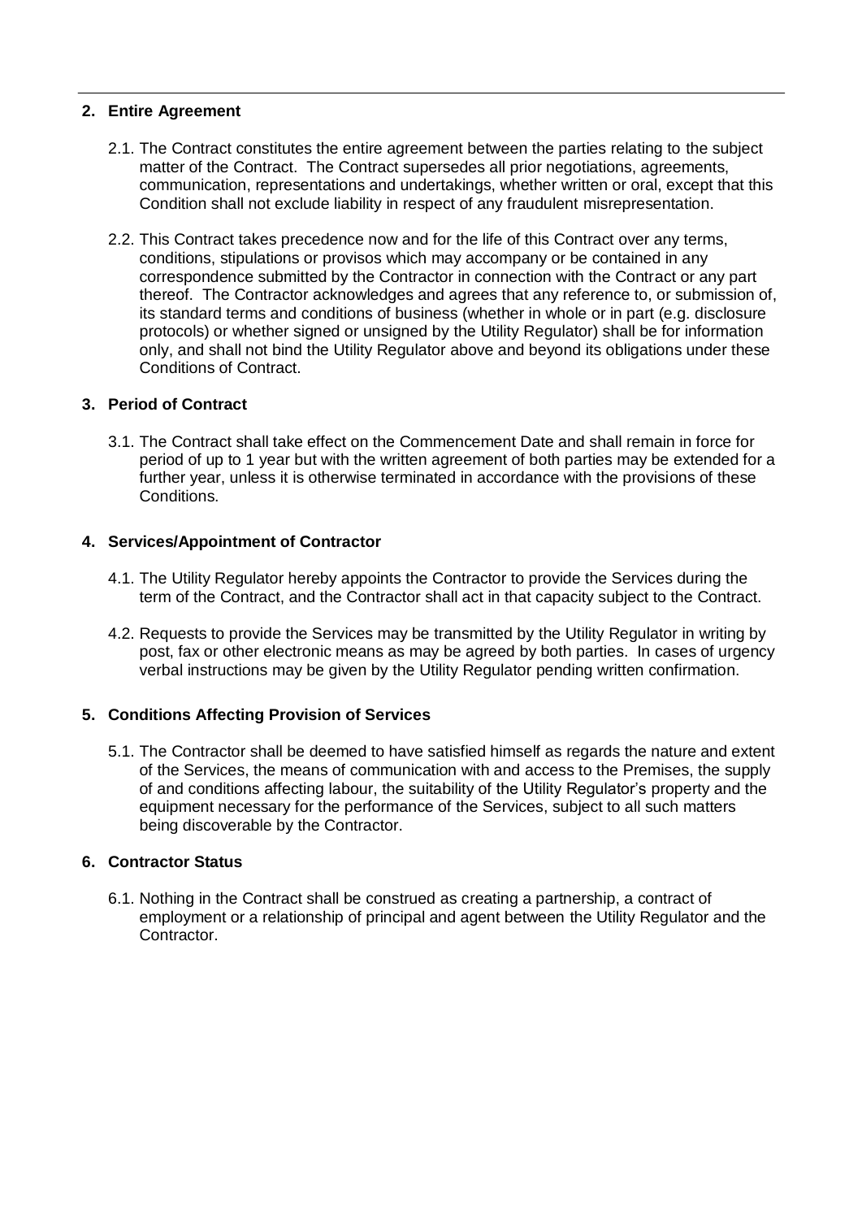## 2. Entire Agreement

2.1. The Contract constitutes the entire agreement between the parties relating to the subject matter of the Contract. The Contract supersedes all prior negotiations, agreements, communication, representations and undertakings, whether written or oral, except that this Condition shall not exclude liability in respect of any fraudulent misrepresentation.

2.2. This Contract takes precedence now and for the life of this Contract over any terms, conditions, stipulations or provisos which may accompany or be contained in any correspondence submitted by the Contractor in connection with the Contract or any part thereof. The Contractor acknowledges and agrees that any reference to, or submission of, its standard terms and conditions of business (whether in whole or in part (e.g. disclosure protocols) or whether signed or unsigned by the Utility Regulator) shall be for information only, and shall not bind the Utility Regulator above and beyond its obligations under these Conditions of Contract.

## 3. Period of Contract

3.1. The Contract shall take effect on the Commencement Date and shall remain in force for period of up to 1 year but with the written agreement of both parties may be extended for a further year, unless it is otherwise terminated in accordance with the provisions of these Conditions.

## 4. Services/Appointment of Contractor

4.1. The Utility Regulator hereby appoints the Contractor to provide the Services during the term of the Contract, and the Contractor shall act in that capacity subject to the Contract.

4.2. Requests to provide the Services may be transmitted by the Utility Regulator in writing by post, fax or other electronic means as may be agreed by both parties. In cases of urgency verbal instructions may be given by the Utility Regulator pending written confirmation.

## 5. Conditions Affecting Provision of Services

5.1. The Contractor shall be deemed to have satisfied himself as regards the nature and extent of the Services, the means of communication with and access to the Premises, the supply of and conditions affecting labour, the suitability of the Utility Regulator's property and the equipment necessary for the performance of the Services, subject to all such matters being discoverable by the Contractor.

## 6. Contractor Status

6.1. Nothing in the Contract shall be construed as creating a partnership, a contract of employment or a relationship of principal and agent between the Utility Regulator and the Contractor.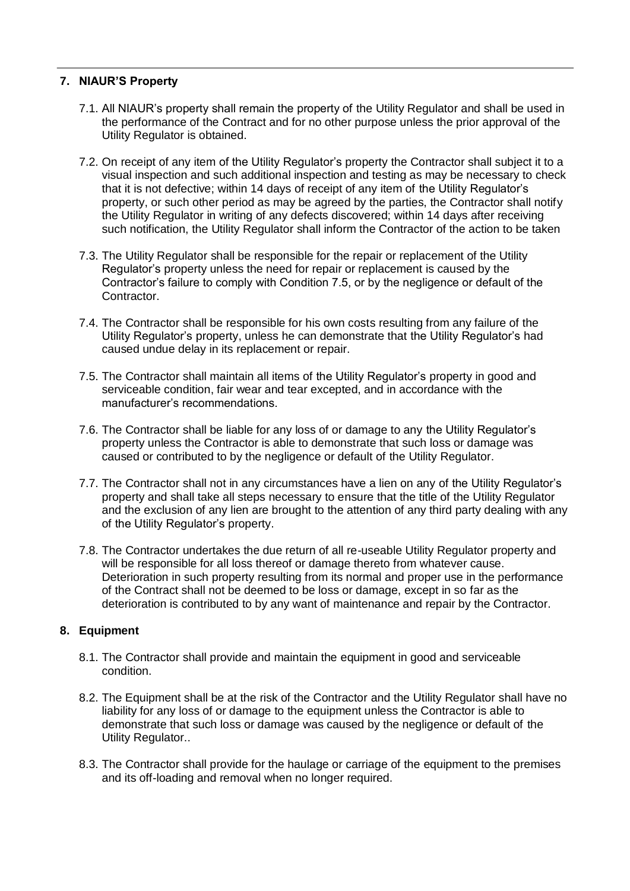## 7. NIAUR'S Property

7.1. All NIAUR's property shall remain the property of the Utility Regulator and shall be used in the performance of the Contract and for no other purpose unless the prior approval of the Utility Regulator is obtained.

7.2. On receipt of any item of the Utility Regulator's property the Contractor shall subject it to a visual inspection and such additional inspection and testing as may be necessary to check that it is not defective; within 14 days of receipt of any item of the Utility Regulator's property, or such other period as may be agreed by the parties, the Contractor shall notify the Utility Regulator in writing of any defects discovered; within 14 days after receiving such notification, the Utility Regulator shall inform the Contractor of the action to be taken

7.3. The Utility Regulator shall be responsible for the repair or replacement of the Utility Regulator's property unless the need for repair or replacement is caused by the Contractor's failure to comply with Condition 7.5, or by the negligence or default of the Contractor.

7.4. The Contractor shall be responsible for his own costs resulting from any failure of the Utility Regulator's property, unless he can demonstrate that the Utility Regulator's had caused undue delay in its replacement or repair.

7.5. The Contractor shall maintain all items of the Utility Regulator's property in good and serviceable condition, fair wear and tear excepted, and in accordance with the manufacturer's recommendations.

7.6. The Contractor shall be liable for any loss of or damage to any the Utility Regulator's property unless the Contractor is able to demonstrate that such loss or damage was caused or contributed to by the negligence or default of the Utility Regulator.

7.7. The Contractor shall not in any circumstances have a lien on any of the Utility Regulator's property and shall take all steps necessary to ensure that the title of the Utility Regulator and the exclusion of any lien are brought to the attention of any third party dealing with any of the Utility Regulator's property.

7.8. The Contractor undertakes the due return of all re-useable Utility Regulator property and will be responsible for all loss thereof or damage thereto from whatever cause. Deterioration in such property resulting from its normal and proper use in the performance of the Contract shall not be deemed to be loss or damage, except in so far as the deterioration is contributed to by any want of maintenance and repair by the Contractor.

## 8. Equipment

8.1. The Contractor shall provide and maintain the equipment in good and serviceable condition.

8.2. The Equipment shall be at the risk of the Contractor and the Utility Regulator shall have no liability for any loss of or damage to the equipment unless the Contractor is able to demonstrate that such loss or damage was caused by the negligence or default of the Utility Regulator..

8.3. The Contractor shall provide for the haulage or carriage of the equipment to the premises and its off-loading and removal when no longer required.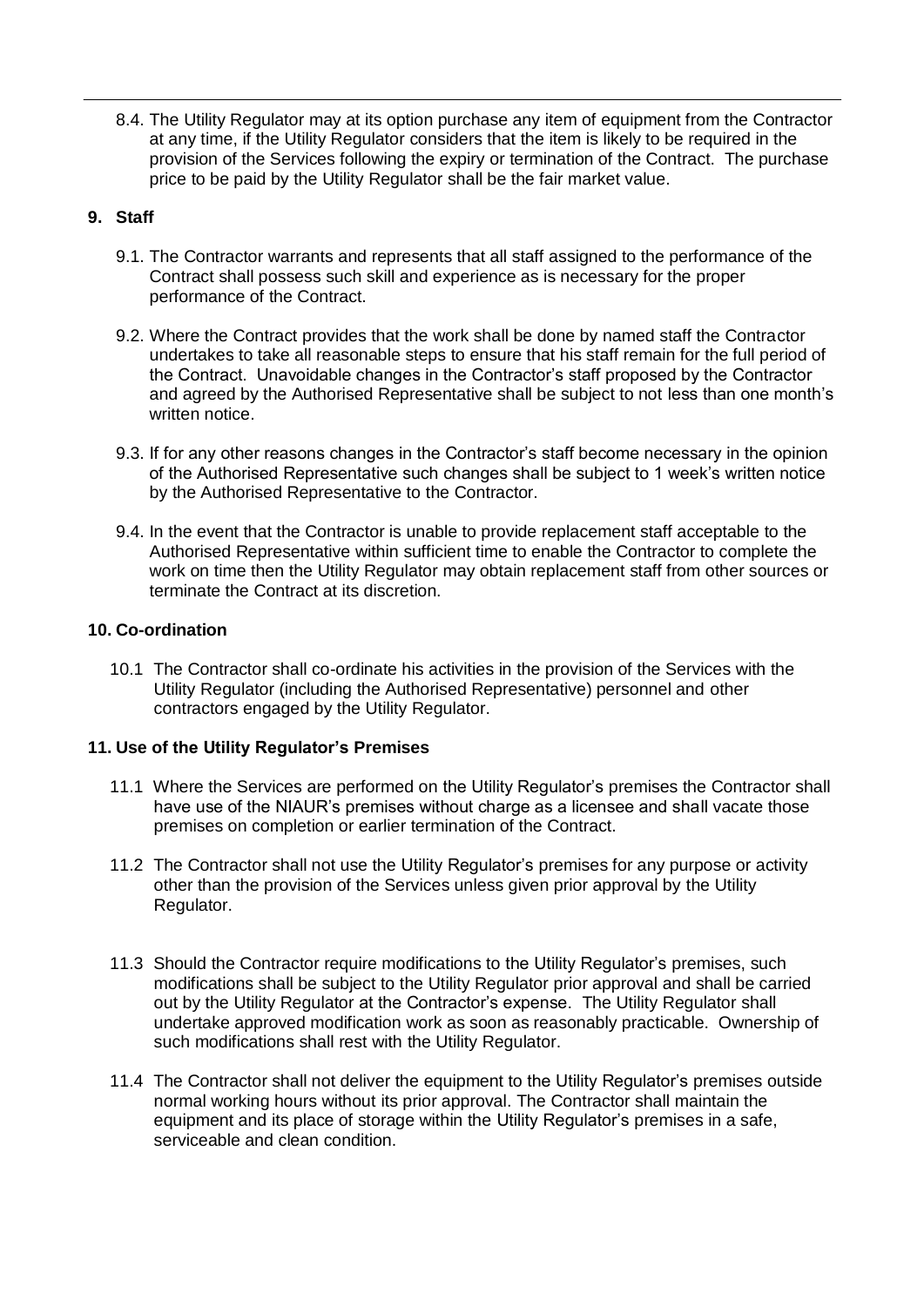8.4. The Utility Regulator may at its option purchase any item of equipment from the Contractor at any time, if the Utility Regulator considers that the item is likely to be required in the provision of the Services following the expiry or termination of the Contract. The purchase price to be paid by the Utility Regulator shall be the fair market value.

## 9. Staff

9.1. The Contractor warrants and represents that all staff assigned to the performance of the Contract shall possess such skill and experience as is necessary for the proper performance of the Contract.

9.2. Where the Contract provides that the work shall be done by named staff the Contractor undertakes to take all reasonable steps to ensure that his staff remain for the full period of the Contract. Unavoidable changes in the Contractor's staff proposed by the Contractor and agreed by the Authorised Representative shall be subject to not less than one month's written notice.

9.3. If for any other reasons changes in the Contractor's staff become necessary in the opinion of the Authorised Representative such changes shall be subject to 1 week's written notice by the Authorised Representative to the Contractor.

9.4. In the event that the Contractor is unable to provide replacement staff acceptable to the Authorised Representative within sufficient time to enable the Contractor to complete the work on time then the Utility Regulator may obtain replacement staff from other sources or terminate the Contract at its discretion.

## 10. Co-ordination

10.1 The Contractor shall co-ordinate his activities in the provision of the Services with the Utility Regulator (including the Authorised Representative) personnel and other contractors engaged by the Utility Regulator.

## 11. Use of the Utility Regulator's Premises

11.1 Where the Services are performed on the Utility Regulator's premises the Contractor shall have use of the NIAUR's premises without charge as a licensee and shall vacate those premises on completion or earlier termination of the Contract.

11.2 The Contractor shall not use the Utility Regulator's premises for any purpose or activity other than the provision of the Services unless given prior approval by the Utility Regulator.

11.3 Should the Contractor require modifications to the Utility Regulator's premises, such modifications shall be subject to the Utility Regulator prior approval and shall be carried out by the Utility Regulator at the Contractor's expense. The Utility Regulator shall undertake approved modification work as soon as reasonably practicable. Ownership of such modifications shall rest with the Utility Regulator.

11.4 The Contractor shall not deliver the equipment to the Utility Regulator's premises outside normal working hours without its prior approval. The Contractor shall maintain the equipment and its place of storage within the Utility Regulator's premises in a safe, serviceable and clean condition.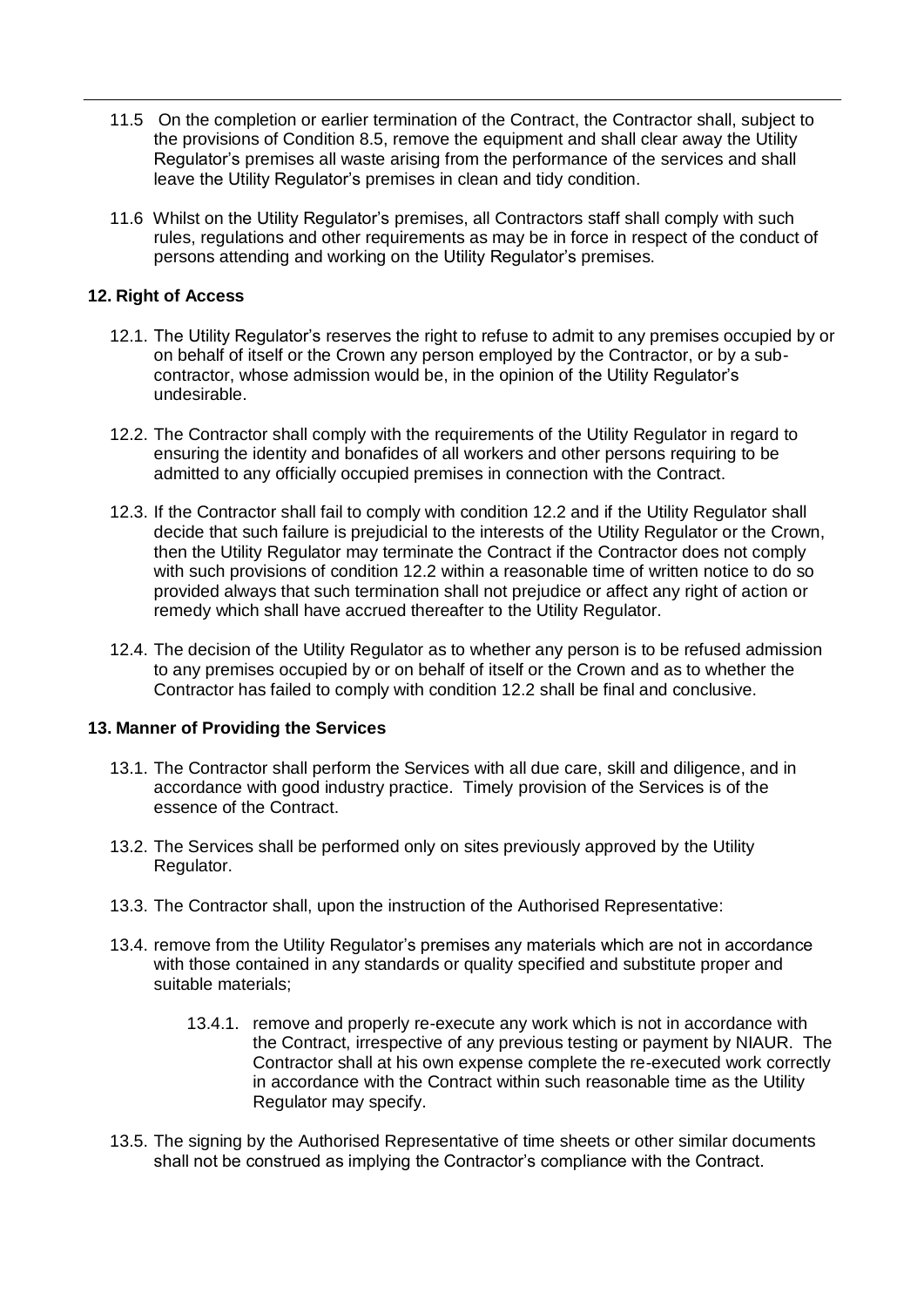11.5 On the completion or earlier termination of the Contract, the Contractor shall, subject to the provisions of Condition 8.5, remove the equipment and shall clear away the Utility Regulator's premises all waste arising from the performance of the services and shall leave the Utility Regulator's premises in clean and tidy condition.

11.6 Whilst on the Utility Regulator's premises, all Contractors staff shall comply with such rules, regulations and other requirements as may be in force in respect of the conduct of persons attending and working on the Utility Regulator's premises.

## 12. Right of Access

12.1. The Utility Regulator's reserves the right to refuse to admit to any premises occupied by or on behalf of itself or the Crown any person employed by the Contractor, or by a sub-contractor, whose admission would be, in the opinion of the Utility Regulator's undesirable.

12.2. The Contractor shall comply with the requirements of the Utility Regulator in regard to ensuring the identity and bonafides of all workers and other persons requiring to be admitted to any officially occupied premises in connection with the Contract.

12.3. If the Contractor shall fail to comply with condition 12.2 and if the Utility Regulator shall decide that such failure is prejudicial to the interests of the Utility Regulator or the Crown, then the Utility Regulator may terminate the Contract if the Contractor does not comply with such provisions of condition 12.2 within a reasonable time of written notice to do so provided always that such termination shall not prejudice or affect any right of action or remedy which shall have accrued thereafter to the Utility Regulator.

12.4. The decision of the Utility Regulator as to whether any person is to be refused admission to any premises occupied by or on behalf of itself or the Crown and as to whether the Contractor has failed to comply with condition 12.2 shall be final and conclusive.

## 13. Manner of Providing the Services

13.1. The Contractor shall perform the Services with all due care, skill and diligence, and in accordance with good industry practice. Timely provision of the Services is of the essence of the Contract.

13.2. The Services shall be performed only on sites previously approved by the Utility Regulator.

13.3. The Contractor shall, upon the instruction of the Authorised Representative:

13.4. remove from the Utility Regulator's premises any materials which are not in accordance with those contained in any standards or quality specified and substitute proper and suitable materials;

> 13.4.1. remove and properly re-execute any work which is not in accordance with the Contract, irrespective of any previous testing or payment by NIAUR. The Contractor shall at his own expense complete the re-executed work correctly in accordance with the Contract within such reasonable time as the Utility Regulator may specify.

13.5. The signing by the Authorised Representative of time sheets or other similar documents shall not be construed as implying the Contractor's compliance with the Contract.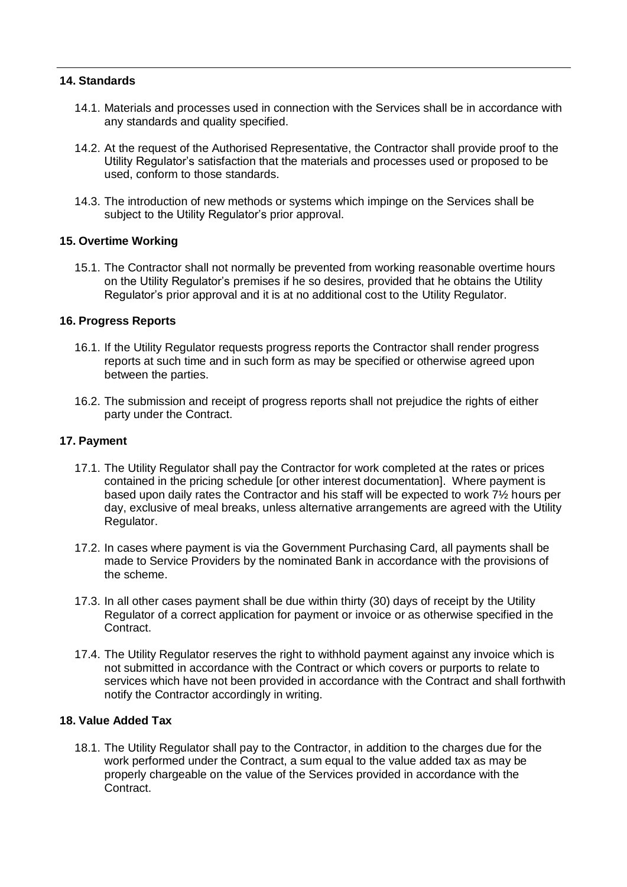### 14. Standards

14.1. Materials and processes used in connection with the Services shall be in accordance with any standards and quality specified.

14.2. At the request of the Authorised Representative, the Contractor shall provide proof to the Utility Regulator's satisfaction that the materials and processes used or proposed to be used, conform to those standards.

14.3. The introduction of new methods or systems which impinge on the Services shall be subject to the Utility Regulator's prior approval.

### 15. Overtime Working

15.1. The Contractor shall not normally be prevented from working reasonable overtime hours on the Utility Regulator's premises if he so desires, provided that he obtains the Utility Regulator's prior approval and it is at no additional cost to the Utility Regulator.

### 16. Progress Reports

16.1. If the Utility Regulator requests progress reports the Contractor shall render progress reports at such time and in such form as may be specified or otherwise agreed upon between the parties.

16.2. The submission and receipt of progress reports shall not prejudice the rights of either party under the Contract.

### 17. Payment

17.1. The Utility Regulator shall pay the Contractor for work completed at the rates or prices contained in the pricing schedule [or other interest documentation]. Where payment is based upon daily rates the Contractor and his staff will be expected to work 7½ hours per day, exclusive of meal breaks, unless alternative arrangements are agreed with the Utility Regulator.

17.2. In cases where payment is via the Government Purchasing Card, all payments shall be made to Service Providers by the nominated Bank in accordance with the provisions of the scheme.

17.3. In all other cases payment shall be due within thirty (30) days of receipt by the Utility Regulator of a correct application for payment or invoice or as otherwise specified in the Contract.

17.4. The Utility Regulator reserves the right to withhold payment against any invoice which is not submitted in accordance with the Contract or which covers or purports to relate to services which have not been provided in accordance with the Contract and shall forthwith notify the Contractor accordingly in writing.

### 18. Value Added Tax

18.1. The Utility Regulator shall pay to the Contractor, in addition to the charges due for the work performed under the Contract, a sum equal to the value added tax as may be properly chargeable on the value of the Services provided in accordance with the Contract.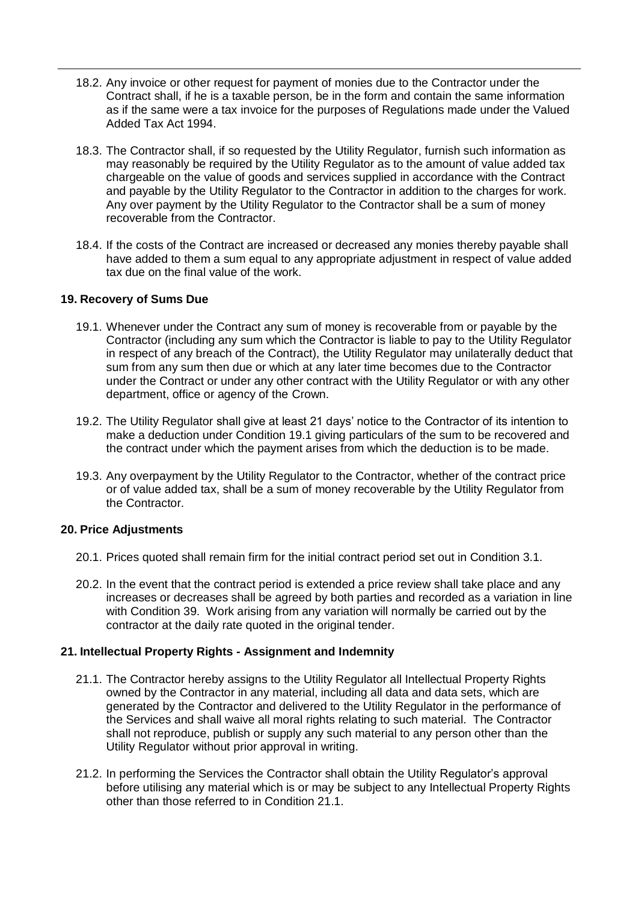18.2. Any invoice or other request for payment of monies due to the Contractor under the Contract shall, if he is a taxable person, be in the form and contain the same information as if the same were a tax invoice for the purposes of Regulations made under the Valued Added Tax Act 1994.

18.3. The Contractor shall, if so requested by the Utility Regulator, furnish such information as may reasonably be required by the Utility Regulator as to the amount of value added tax chargeable on the value of goods and services supplied in accordance with the Contract and payable by the Utility Regulator to the Contractor in addition to the charges for work. Any over payment by the Utility Regulator to the Contractor shall be a sum of money recoverable from the Contractor.

18.4. If the costs of the Contract are increased or decreased any monies thereby payable shall have added to them a sum equal to any appropriate adjustment in respect of value added tax due on the final value of the work.

**19. Recovery of Sums Due**

19.1. Whenever under the Contract any sum of money is recoverable from or payable by the Contractor (including any sum which the Contractor is liable to pay to the Utility Regulator in respect of any breach of the Contract), the Utility Regulator may unilaterally deduct that sum from any sum then due or which at any later time becomes due to the Contractor under the Contract or under any other contract with the Utility Regulator or with any other department, office or agency of the Crown.

19.2. The Utility Regulator shall give at least 21 days' notice to the Contractor of its intention to make a deduction under Condition 19.1 giving particulars of the sum to be recovered and the contract under which the payment arises from which the deduction is to be made.

19.3. Any overpayment by the Utility Regulator to the Contractor, whether of the contract price or of value added tax, shall be a sum of money recoverable by the Utility Regulator from the Contractor.

**20. Price Adjustments**

20.1. Prices quoted shall remain firm for the initial contract period set out in Condition 3.1.

20.2. In the event that the contract period is extended a price review shall take place and any increases or decreases shall be agreed by both parties and recorded as a variation in line with Condition 39. Work arising from any variation will normally be carried out by the contractor at the daily rate quoted in the original tender.

**21. Intellectual Property Rights - Assignment and Indemnity**

21.1. The Contractor hereby assigns to the Utility Regulator all Intellectual Property Rights owned by the Contractor in any material, including all data and data sets, which are generated by the Contractor and delivered to the Utility Regulator in the performance of the Services and shall waive all moral rights relating to such material. The Contractor shall not reproduce, publish or supply any such material to any person other than the Utility Regulator without prior approval in writing.

21.2. In performing the Services the Contractor shall obtain the Utility Regulator's approval before utilising any material which is or may be subject to any Intellectual Property Rights other than those referred to in Condition 21.1.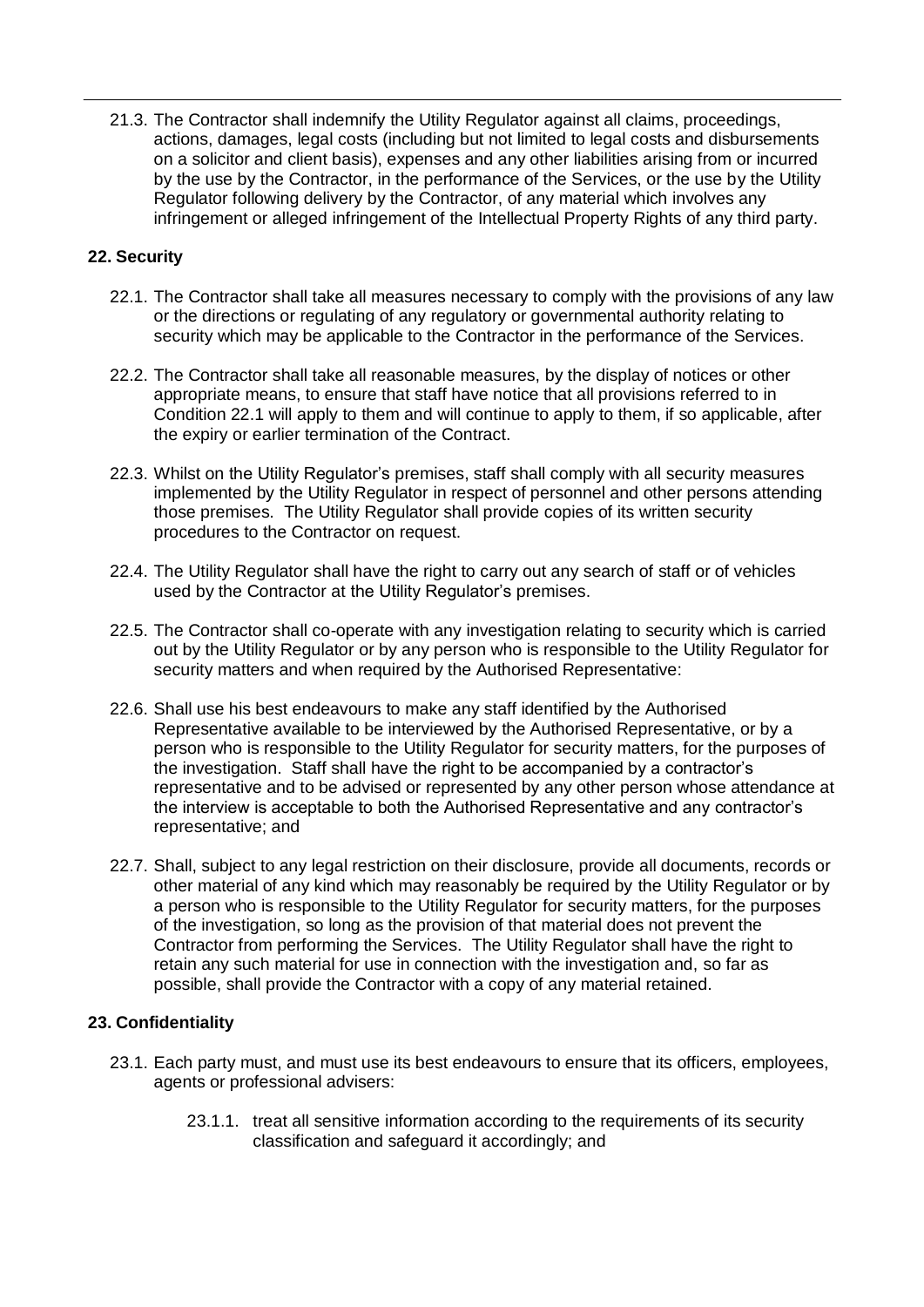21.3. The Contractor shall indemnify the Utility Regulator against all claims, proceedings, actions, damages, legal costs (including but not limited to legal costs and disbursements on a solicitor and client basis), expenses and any other liabilities arising from or incurred by the use by the Contractor, in the performance of the Services, or the use by the Utility Regulator following delivery by the Contractor, of any material which involves any infringement or alleged infringement of the Intellectual Property Rights of any third party.

## 22. Security

22.1. The Contractor shall take all measures necessary to comply with the provisions of any law or the directions or regulating of any regulatory or governmental authority relating to security which may be applicable to the Contractor in the performance of the Services.

22.2. The Contractor shall take all reasonable measures, by the display of notices or other appropriate means, to ensure that staff have notice that all provisions referred to in Condition 22.1 will apply to them and will continue to apply to them, if so applicable, after the expiry or earlier termination of the Contract.

22.3. Whilst on the Utility Regulator's premises, staff shall comply with all security measures implemented by the Utility Regulator in respect of personnel and other persons attending those premises. The Utility Regulator shall provide copies of its written security procedures to the Contractor on request.

22.4. The Utility Regulator shall have the right to carry out any search of staff or of vehicles used by the Contractor at the Utility Regulator's premises.

22.5. The Contractor shall co-operate with any investigation relating to security which is carried out by the Utility Regulator or by any person who is responsible to the Utility Regulator for security matters and when required by the Authorised Representative:

22.6. Shall use his best endeavours to make any staff identified by the Authorised Representative available to be interviewed by the Authorised Representative, or by a person who is responsible to the Utility Regulator for security matters, for the purposes of the investigation. Staff shall have the right to be accompanied by a contractor's representative and to be advised or represented by any other person whose attendance at the interview is acceptable to both the Authorised Representative and any contractor's representative; and

22.7. Shall, subject to any legal restriction on their disclosure, provide all documents, records or other material of any kind which may reasonably be required by the Utility Regulator or by a person who is responsible to the Utility Regulator for security matters, for the purposes of the investigation, so long as the provision of that material does not prevent the Contractor from performing the Services. The Utility Regulator shall have the right to retain any such material for use in connection with the investigation and, so far as possible, shall provide the Contractor with a copy of any material retained.

## 23. Confidentiality

23.1. Each party must, and must use its best endeavours to ensure that its officers, employees, agents or professional advisers:

23.1.1. treat all sensitive information according to the requirements of its security classification and safeguard it accordingly; and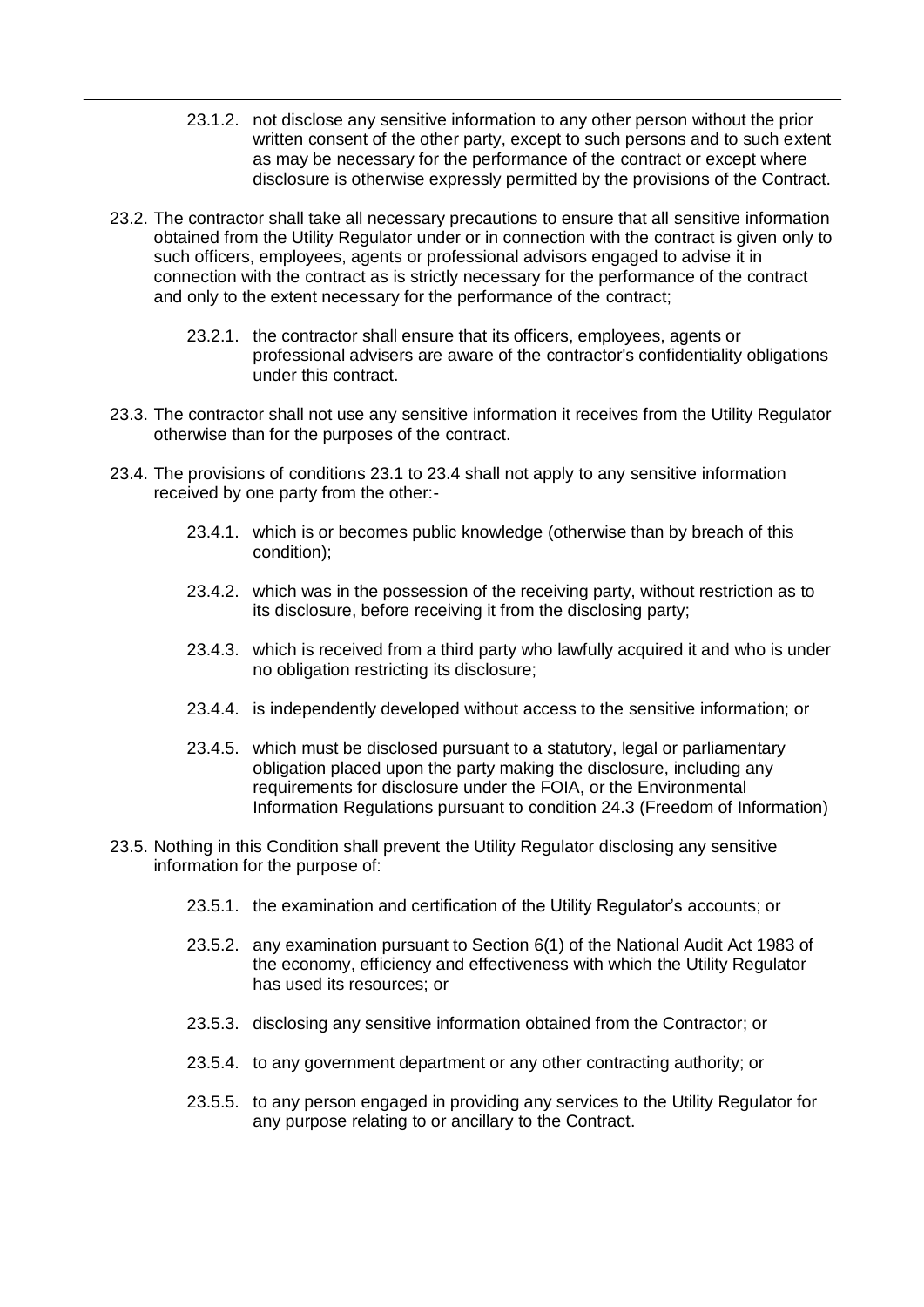23.1.2. not disclose any sensitive information to any other person without the prior written consent of the other party, except to such persons and to such extent as may be necessary for the performance of the contract or except where disclosure is otherwise expressly permitted by the provisions of the Contract.

23.2. The contractor shall take all necessary precautions to ensure that all sensitive information obtained from the Utility Regulator under or in connection with the contract is given only to such officers, employees, agents or professional advisors engaged to advise it in connection with the contract as is strictly necessary for the performance of the contract and only to the extent necessary for the performance of the contract;

23.2.1. the contractor shall ensure that its officers, employees, agents or professional advisers are aware of the contractor's confidentiality obligations under this contract.

23.3. The contractor shall not use any sensitive information it receives from the Utility Regulator otherwise than for the purposes of the contract.

23.4. The provisions of conditions 23.1 to 23.4 shall not apply to any sensitive information received by one party from the other:-

23.4.1. which is or becomes public knowledge (otherwise than by breach of this condition);

23.4.2. which was in the possession of the receiving party, without restriction as to its disclosure, before receiving it from the disclosing party;

23.4.3. which is received from a third party who lawfully acquired it and who is under no obligation restricting its disclosure;

23.4.4. is independently developed without access to the sensitive information; or

23.4.5. which must be disclosed pursuant to a statutory, legal or parliamentary obligation placed upon the party making the disclosure, including any requirements for disclosure under the FOIA, or the Environmental Information Regulations pursuant to condition 24.3 (Freedom of Information)

23.5. Nothing in this Condition shall prevent the Utility Regulator disclosing any sensitive information for the purpose of:

23.5.1. the examination and certification of the Utility Regulator's accounts; or

23.5.2. any examination pursuant to Section 6(1) of the National Audit Act 1983 of the economy, efficiency and effectiveness with which the Utility Regulator has used its resources; or

23.5.3. disclosing any sensitive information obtained from the Contractor; or

23.5.4. to any government department or any other contracting authority; or

23.5.5. to any person engaged in providing any services to the Utility Regulator for any purpose relating to or ancillary to the Contract.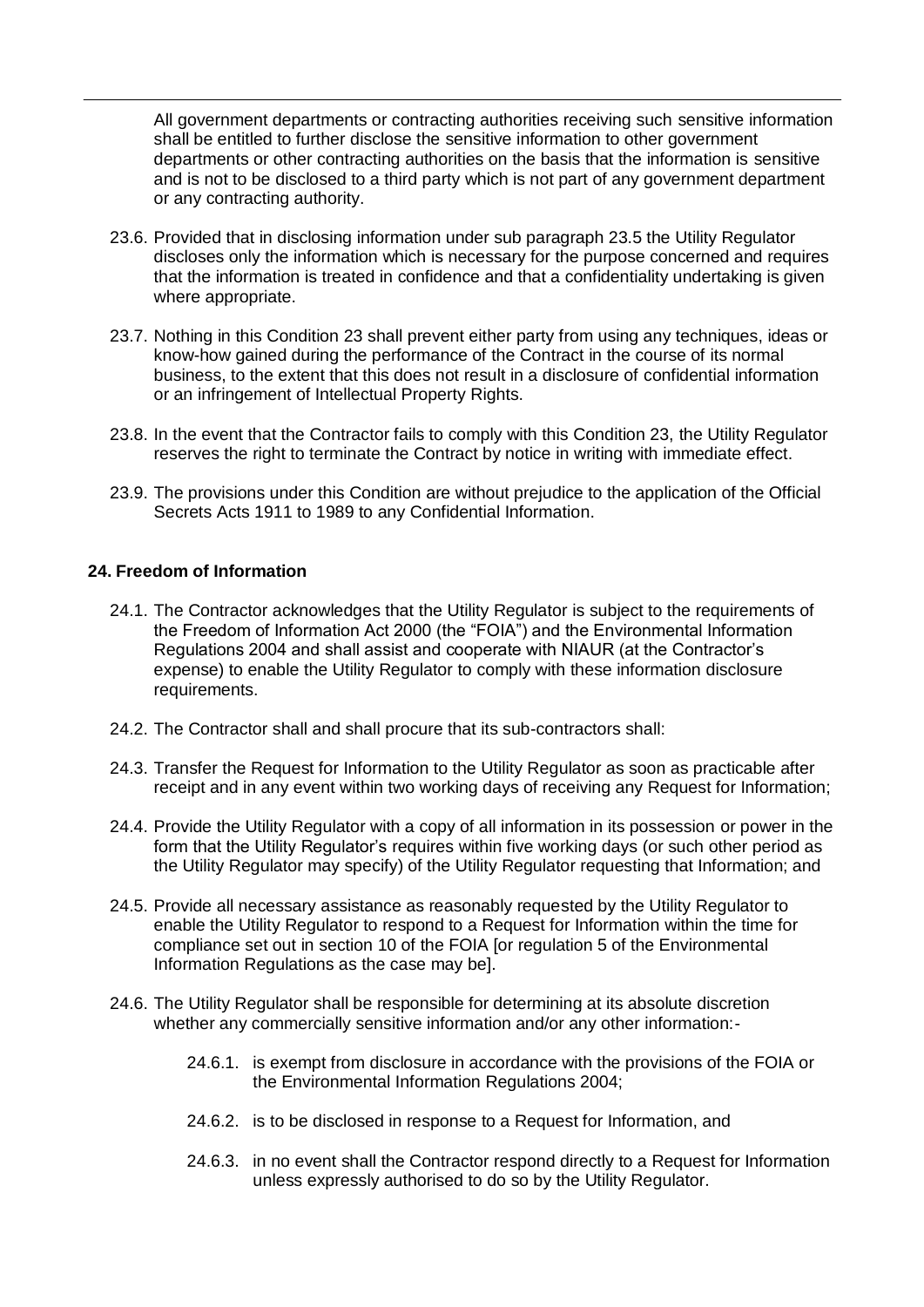All government departments or contracting authorities receiving such sensitive information shall be entitled to further disclose the sensitive information to other government departments or other contracting authorities on the basis that the information is sensitive and is not to be disclosed to a third party which is not part of any government department or any contracting authority.

23.6. Provided that in disclosing information under sub paragraph 23.5 the Utility Regulator discloses only the information which is necessary for the purpose concerned and requires that the information is treated in confidence and that a confidentiality undertaking is given where appropriate.

23.7. Nothing in this Condition 23 shall prevent either party from using any techniques, ideas or know-how gained during the performance of the Contract in the course of its normal business, to the extent that this does not result in a disclosure of confidential information or an infringement of Intellectual Property Rights.

23.8. In the event that the Contractor fails to comply with this Condition 23, the Utility Regulator reserves the right to terminate the Contract by notice in writing with immediate effect.

23.9. The provisions under this Condition are without prejudice to the application of the Official Secrets Acts 1911 to 1989 to any Confidential Information.

**24. Freedom of Information**

24.1. The Contractor acknowledges that the Utility Regulator is subject to the requirements of the Freedom of Information Act 2000 (the "FOIA") and the Environmental Information Regulations 2004 and shall assist and cooperate with NIAUR (at the Contractor's expense) to enable the Utility Regulator to comply with these information disclosure requirements.

24.2. The Contractor shall and shall procure that its sub-contractors shall:

24.3. Transfer the Request for Information to the Utility Regulator as soon as practicable after receipt and in any event within two working days of receiving any Request for Information;

24.4. Provide the Utility Regulator with a copy of all information in its possession or power in the form that the Utility Regulator's requires within five working days (or such other period as the Utility Regulator may specify) of the Utility Regulator requesting that Information; and

24.5. Provide all necessary assistance as reasonably requested by the Utility Regulator to enable the Utility Regulator to respond to a Request for Information within the time for compliance set out in section 10 of the FOIA [or regulation 5 of the Environmental Information Regulations as the case may be].

24.6. The Utility Regulator shall be responsible for determining at its absolute discretion whether any commercially sensitive information and/or any other information:-

24.6.1. is exempt from disclosure in accordance with the provisions of the FOIA or the Environmental Information Regulations 2004;

24.6.2. is to be disclosed in response to a Request for Information, and

24.6.3. in no event shall the Contractor respond directly to a Request for Information unless expressly authorised to do so by the Utility Regulator.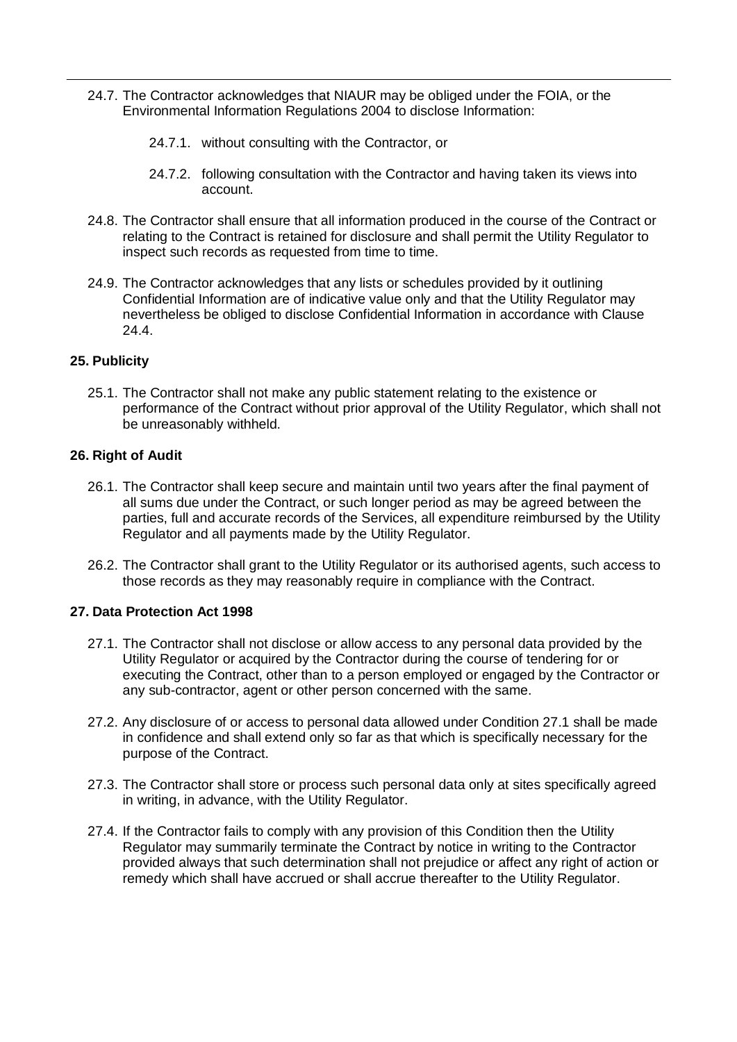24.7. The Contractor acknowledges that NIAUR may be obliged under the FOIA, or the Environmental Information Regulations 2004 to disclose Information:

24.7.1. without consulting with the Contractor, or

24.7.2. following consultation with the Contractor and having taken its views into account.

24.8. The Contractor shall ensure that all information produced in the course of the Contract or relating to the Contract is retained for disclosure and shall permit the Utility Regulator to inspect such records as requested from time to time.

24.9. The Contractor acknowledges that any lists or schedules provided by it outlining Confidential Information are of indicative value only and that the Utility Regulator may nevertheless be obliged to disclose Confidential Information in accordance with Clause 24.4.

## 25. Publicity

25.1. The Contractor shall not make any public statement relating to the existence or performance of the Contract without prior approval of the Utility Regulator, which shall not be unreasonably withheld.

## 26. Right of Audit

26.1. The Contractor shall keep secure and maintain until two years after the final payment of all sums due under the Contract, or such longer period as may be agreed between the parties, full and accurate records of the Services, all expenditure reimbursed by the Utility Regulator and all payments made by the Utility Regulator.

26.2. The Contractor shall grant to the Utility Regulator or its authorised agents, such access to those records as they may reasonably require in compliance with the Contract.

## 27. Data Protection Act 1998

27.1. The Contractor shall not disclose or allow access to any personal data provided by the Utility Regulator or acquired by the Contractor during the course of tendering for or executing the Contract, other than to a person employed or engaged by the Contractor or any sub-contractor, agent or other person concerned with the same.

27.2. Any disclosure of or access to personal data allowed under Condition 27.1 shall be made in confidence and shall extend only so far as that which is specifically necessary for the purpose of the Contract.

27.3. The Contractor shall store or process such personal data only at sites specifically agreed in writing, in advance, with the Utility Regulator.

27.4. If the Contractor fails to comply with any provision of this Condition then the Utility Regulator may summarily terminate the Contract by notice in writing to the Contractor provided always that such determination shall not prejudice or affect any right of action or remedy which shall have accrued or shall accrue thereafter to the Utility Regulator.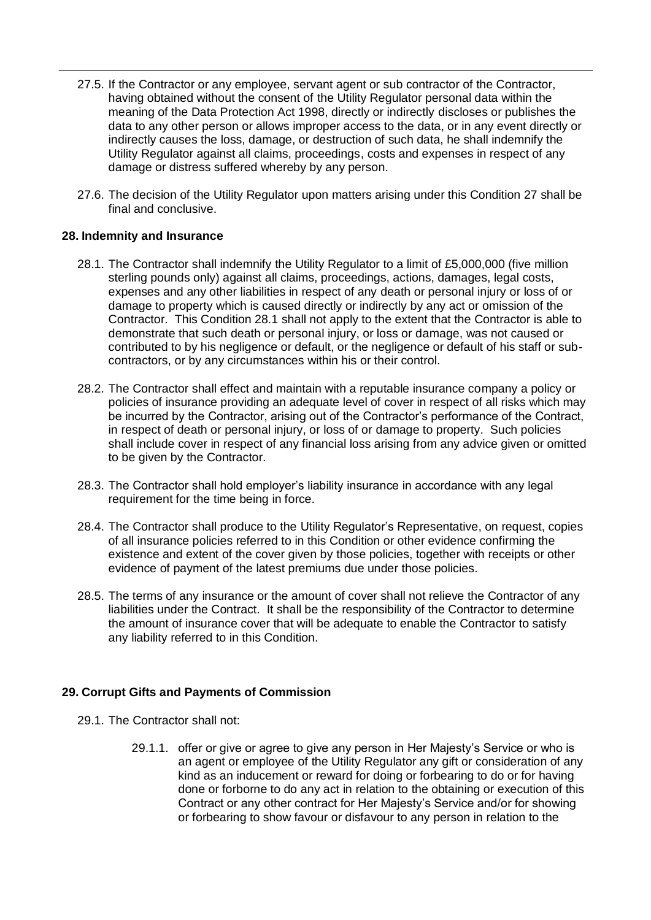27.5. If the Contractor or any employee, servant agent or sub contractor of the Contractor, having obtained without the consent of the Utility Regulator personal data within the meaning of the Data Protection Act 1998, directly or indirectly discloses or publishes the data to any other person or allows improper access to the data, or in any event directly or indirectly causes the loss, damage, or destruction of such data, he shall indemnify the Utility Regulator against all claims, proceedings, costs and expenses in respect of any damage or distress suffered whereby by any person.

27.6. The decision of the Utility Regulator upon matters arising under this Condition 27 shall be final and conclusive.

### 28. Indemnity and Insurance

28.1. The Contractor shall indemnify the Utility Regulator to a limit of £5,000,000 (five million sterling pounds only) against all claims, proceedings, actions, damages, legal costs, expenses and any other liabilities in respect of any death or personal injury or loss of or damage to property which is caused directly or indirectly by any act or omission of the Contractor. This Condition 28.1 shall not apply to the extent that the Contractor is able to demonstrate that such death or personal injury, or loss or damage, was not caused or contributed to by his negligence or default, or the negligence or default of his staff or sub-contractors, or by any circumstances within his or their control.

28.2. The Contractor shall effect and maintain with a reputable insurance company a policy or policies of insurance providing an adequate level of cover in respect of all risks which may be incurred by the Contractor, arising out of the Contractor's performance of the Contract, in respect of death or personal injury, or loss of or damage to property. Such policies shall include cover in respect of any financial loss arising from any advice given or omitted to be given by the Contractor.

28.3. The Contractor shall hold employer's liability insurance in accordance with any legal requirement for the time being in force.

28.4. The Contractor shall produce to the Utility Regulator's Representative, on request, copies of all insurance policies referred to in this Condition or other evidence confirming the existence and extent of the cover given by those policies, together with receipts or other evidence of payment of the latest premiums due under those policies.

28.5. The terms of any insurance or the amount of cover shall not relieve the Contractor of any liabilities under the Contract. It shall be the responsibility of the Contractor to determine the amount of insurance cover that will be adequate to enable the Contractor to satisfy any liability referred to in this Condition.

### 29. Corrupt Gifts and Payments of Commission

29.1. The Contractor shall not:

29.1.1. offer or give or agree to give any person in Her Majesty's Service or who is an agent or employee of the Utility Regulator any gift or consideration of any kind as an inducement or reward for doing or forbearing to do or for having done or forborne to do any act in relation to the obtaining or execution of this Contract or any other contract for Her Majesty's Service and/or for showing or forbearing to show favour or disfavour to any person in relation to the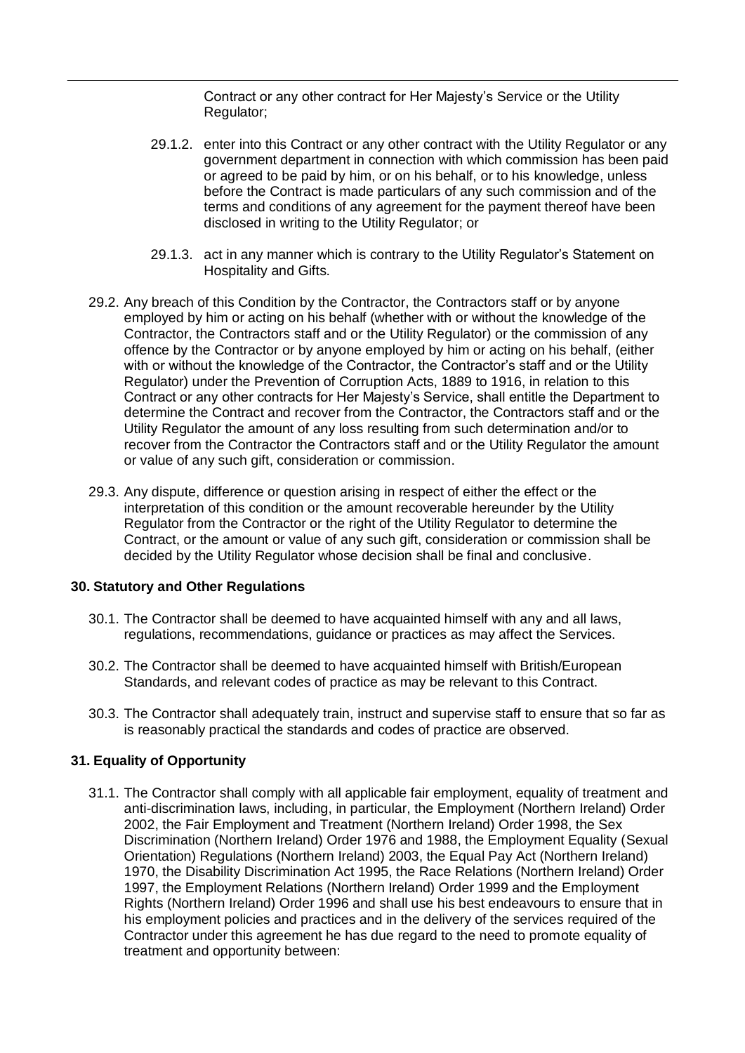Contract or any other contract for Her Majesty's Service or the Utility Regulator;

29.1.2. enter into this Contract or any other contract with the Utility Regulator or any government department in connection with which commission has been paid or agreed to be paid by him, or on his behalf, or to his knowledge, unless before the Contract is made particulars of any such commission and of the terms and conditions of any agreement for the payment thereof have been disclosed in writing to the Utility Regulator; or

29.1.3. act in any manner which is contrary to the Utility Regulator's Statement on Hospitality and Gifts.

29.2. Any breach of this Condition by the Contractor, the Contractors staff or by anyone employed by him or acting on his behalf (whether with or without the knowledge of the Contractor, the Contractors staff and or the Utility Regulator) or the commission of any offence by the Contractor or by anyone employed by him or acting on his behalf, (either with or without the knowledge of the Contractor, the Contractor's staff and or the Utility Regulator) under the Prevention of Corruption Acts, 1889 to 1916, in relation to this Contract or any other contracts for Her Majesty's Service, shall entitle the Department to determine the Contract and recover from the Contractor, the Contractors staff and or the Utility Regulator the amount of any loss resulting from such determination and/or to recover from the Contractor the Contractors staff and or the Utility Regulator the amount or value of any such gift, consideration or commission.

29.3. Any dispute, difference or question arising in respect of either the effect or the interpretation of this condition or the amount recoverable hereunder by the Utility Regulator from the Contractor or the right of the Utility Regulator to determine the Contract, or the amount or value of any such gift, consideration or commission shall be decided by the Utility Regulator whose decision shall be final and conclusive.

## 30. Statutory and Other Regulations

30.1. The Contractor shall be deemed to have acquainted himself with any and all laws, regulations, recommendations, guidance or practices as may affect the Services.

30.2. The Contractor shall be deemed to have acquainted himself with British/European Standards, and relevant codes of practice as may be relevant to this Contract.

30.3. The Contractor shall adequately train, instruct and supervise staff to ensure that so far as is reasonably practical the standards and codes of practice are observed.

## 31. Equality of Opportunity

31.1. The Contractor shall comply with all applicable fair employment, equality of treatment and anti-discrimination laws, including, in particular, the Employment (Northern Ireland) Order 2002, the Fair Employment and Treatment (Northern Ireland) Order 1998, the Sex Discrimination (Northern Ireland) Order 1976 and 1988, the Employment Equality (Sexual Orientation) Regulations (Northern Ireland) 2003, the Equal Pay Act (Northern Ireland) 1970, the Disability Discrimination Act 1995, the Race Relations (Northern Ireland) Order 1997, the Employment Relations (Northern Ireland) Order 1999 and the Employment Rights (Northern Ireland) Order 1996 and shall use his best endeavours to ensure that in his employment policies and practices and in the delivery of the services required of the Contractor under this agreement he has due regard to the need to promote equality of treatment and opportunity between: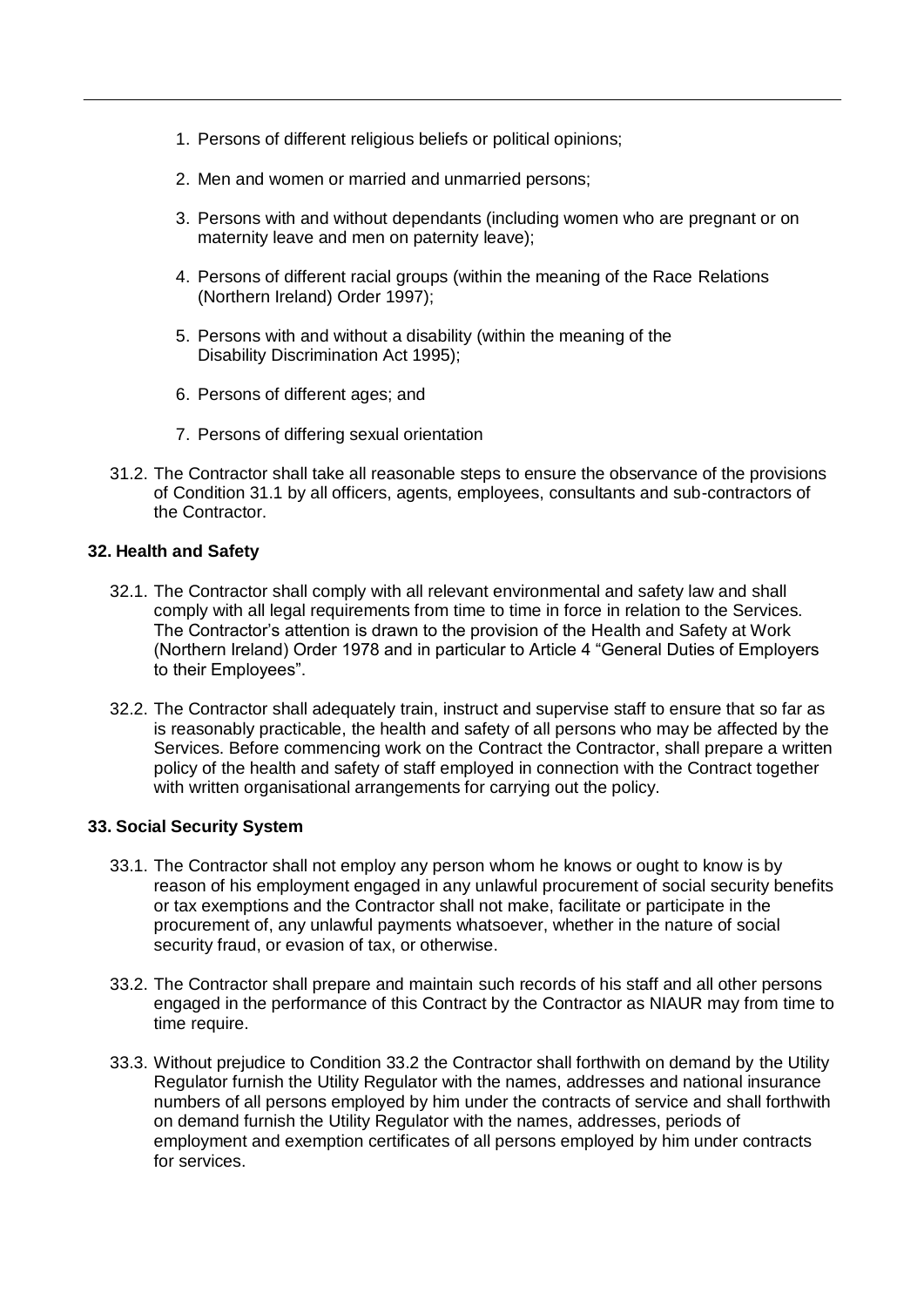1. Persons of different religious beliefs or political opinions;
2. Men and women or married and unmarried persons;
3. Persons with and without dependants (including women who are pregnant or on maternity leave and men on paternity leave);
4. Persons of different racial groups (within the meaning of the Race Relations (Northern Ireland) Order 1997);
5. Persons with and without a disability (within the meaning of the Disability Discrimination Act 1995);
6. Persons of different ages; and
7. Persons of differing sexual orientation

31.2. The Contractor shall take all reasonable steps to ensure the observance of the provisions of Condition 31.1 by all officers, agents, employees, consultants and sub-contractors of the Contractor.

**32. Health and Safety**

32.1. The Contractor shall comply with all relevant environmental and safety law and shall comply with all legal requirements from time to time in force in relation to the Services. The Contractor's attention is drawn to the provision of the Health and Safety at Work (Northern Ireland) Order 1978 and in particular to Article 4 "General Duties of Employers to their Employees".

32.2. The Contractor shall adequately train, instruct and supervise staff to ensure that so far as is reasonably practicable, the health and safety of all persons who may be affected by the Services. Before commencing work on the Contract the Contractor, shall prepare a written policy of the health and safety of staff employed in connection with the Contract together with written organisational arrangements for carrying out the policy.

**33. Social Security System**

33.1. The Contractor shall not employ any person whom he knows or ought to know is by reason of his employment engaged in any unlawful procurement of social security benefits or tax exemptions and the Contractor shall not make, facilitate or participate in the procurement of, any unlawful payments whatsoever, whether in the nature of social security fraud, or evasion of tax, or otherwise.

33.2. The Contractor shall prepare and maintain such records of his staff and all other persons engaged in the performance of this Contract by the Contractor as NIAUR may from time to time require.

33.3. Without prejudice to Condition 33.2 the Contractor shall forthwith on demand by the Utility Regulator furnish the Utility Regulator with the names, addresses and national insurance numbers of all persons employed by him under the contracts of service and shall forthwith on demand furnish the Utility Regulator with the names, addresses, periods of employment and exemption certificates of all persons employed by him under contracts for services.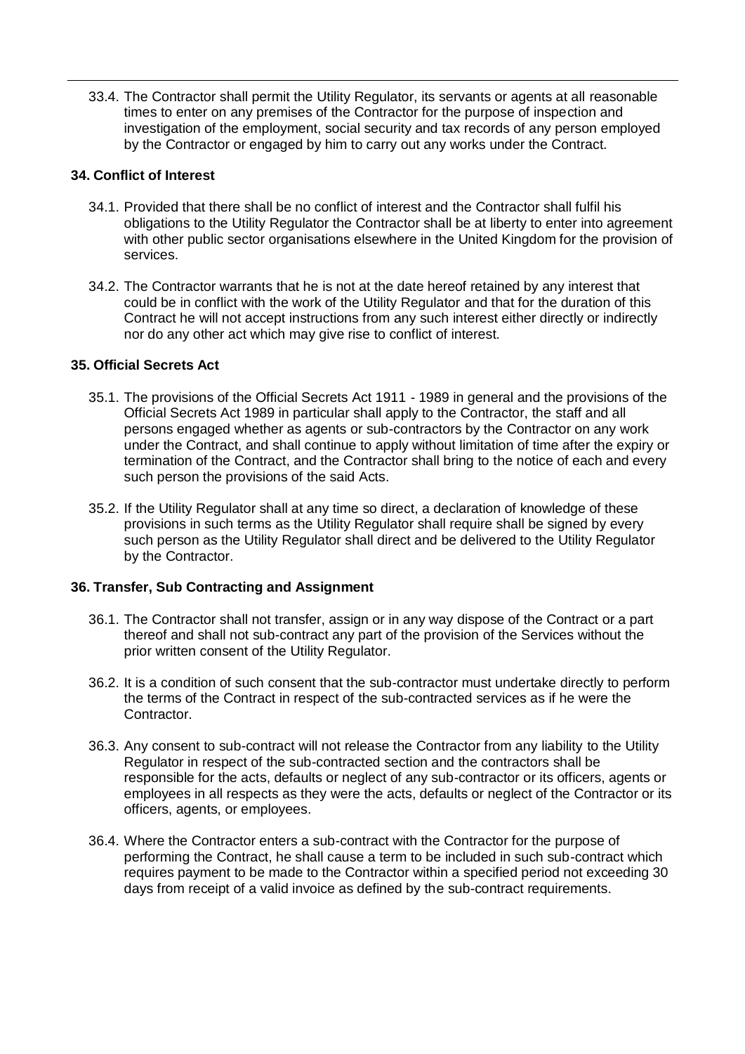33.4. The Contractor shall permit the Utility Regulator, its servants or agents at all reasonable times to enter on any premises of the Contractor for the purpose of inspection and investigation of the employment, social security and tax records of any person employed by the Contractor or engaged by him to carry out any works under the Contract.

### 34. Conflict of Interest

34.1. Provided that there shall be no conflict of interest and the Contractor shall fulfil his obligations to the Utility Regulator the Contractor shall be at liberty to enter into agreement with other public sector organisations elsewhere in the United Kingdom for the provision of services.

34.2. The Contractor warrants that he is not at the date hereof retained by any interest that could be in conflict with the work of the Utility Regulator and that for the duration of this Contract he will not accept instructions from any such interest either directly or indirectly nor do any other act which may give rise to conflict of interest.

### 35. Official Secrets Act

35.1. The provisions of the Official Secrets Act 1911 - 1989 in general and the provisions of the Official Secrets Act 1989 in particular shall apply to the Contractor, the staff and all persons engaged whether as agents or sub-contractors by the Contractor on any work under the Contract, and shall continue to apply without limitation of time after the expiry or termination of the Contract, and the Contractor shall bring to the notice of each and every such person the provisions of the said Acts.

35.2. If the Utility Regulator shall at any time so direct, a declaration of knowledge of these provisions in such terms as the Utility Regulator shall require shall be signed by every such person as the Utility Regulator shall direct and be delivered to the Utility Regulator by the Contractor.

### 36. Transfer, Sub Contracting and Assignment

36.1. The Contractor shall not transfer, assign or in any way dispose of the Contract or a part thereof and shall not sub-contract any part of the provision of the Services without the prior written consent of the Utility Regulator.

36.2. It is a condition of such consent that the sub-contractor must undertake directly to perform the terms of the Contract in respect of the sub-contracted services as if he were the Contractor.

36.3. Any consent to sub-contract will not release the Contractor from any liability to the Utility Regulator in respect of the sub-contracted section and the contractors shall be responsible for the acts, defaults or neglect of any sub-contractor or its officers, agents or employees in all respects as they were the acts, defaults or neglect of the Contractor or its officers, agents, or employees.

36.4. Where the Contractor enters a sub-contract with the Contractor for the purpose of performing the Contract, he shall cause a term to be included in such sub-contract which requires payment to be made to the Contractor within a specified period not exceeding 30 days from receipt of a valid invoice as defined by the sub-contract requirements.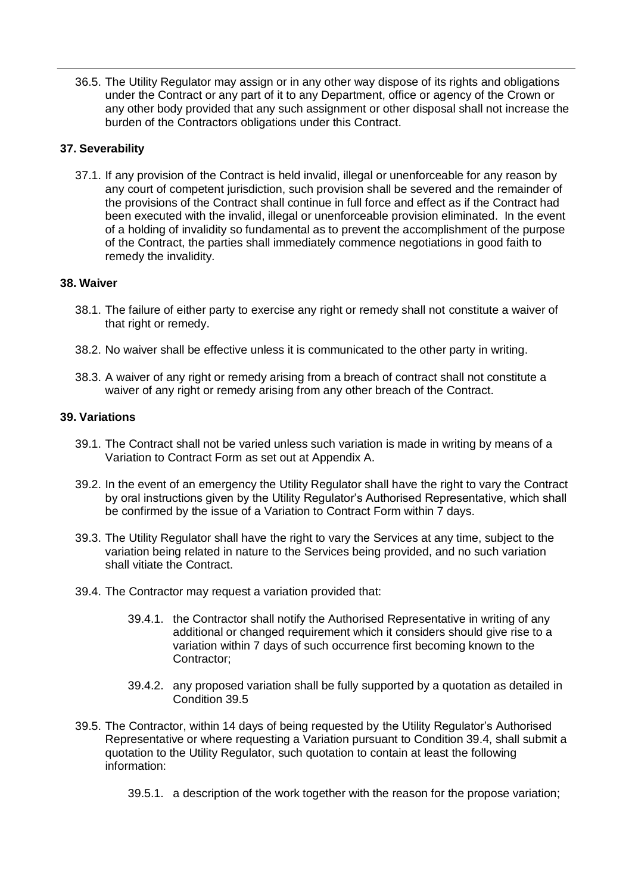36.5. The Utility Regulator may assign or in any other way dispose of its rights and obligations under the Contract or any part of it to any Department, office or agency of the Crown or any other body provided that any such assignment or other disposal shall not increase the burden of the Contractors obligations under this Contract.

## 37. Severability

37.1. If any provision of the Contract is held invalid, illegal or unenforceable for any reason by any court of competent jurisdiction, such provision shall be severed and the remainder of the provisions of the Contract shall continue in full force and effect as if the Contract had been executed with the invalid, illegal or unenforceable provision eliminated. In the event of a holding of invalidity so fundamental as to prevent the accomplishment of the purpose of the Contract, the parties shall immediately commence negotiations in good faith to remedy the invalidity.

## 38. Waiver

38.1. The failure of either party to exercise any right or remedy shall not constitute a waiver of that right or remedy.

38.2. No waiver shall be effective unless it is communicated to the other party in writing.

38.3. A waiver of any right or remedy arising from a breach of contract shall not constitute a waiver of any right or remedy arising from any other breach of the Contract.

## 39. Variations

39.1. The Contract shall not be varied unless such variation is made in writing by means of a Variation to Contract Form as set out at Appendix A.

39.2. In the event of an emergency the Utility Regulator shall have the right to vary the Contract by oral instructions given by the Utility Regulator's Authorised Representative, which shall be confirmed by the issue of a Variation to Contract Form within 7 days.

39.3. The Utility Regulator shall have the right to vary the Services at any time, subject to the variation being related in nature to the Services being provided, and no such variation shall vitiate the Contract.

39.4. The Contractor may request a variation provided that:

- 39.4.1. the Contractor shall notify the Authorised Representative in writing of any additional or changed requirement which it considers should give rise to a variation within 7 days of such occurrence first becoming known to the Contractor;

- 39.4.2. any proposed variation shall be fully supported by a quotation as detailed in Condition 39.5

39.5. The Contractor, within 14 days of being requested by the Utility Regulator's Authorised Representative or where requesting a Variation pursuant to Condition 39.4, shall submit a quotation to the Utility Regulator, such quotation to contain at least the following information:

- 39.5.1. a description of the work together with the reason for the propose variation;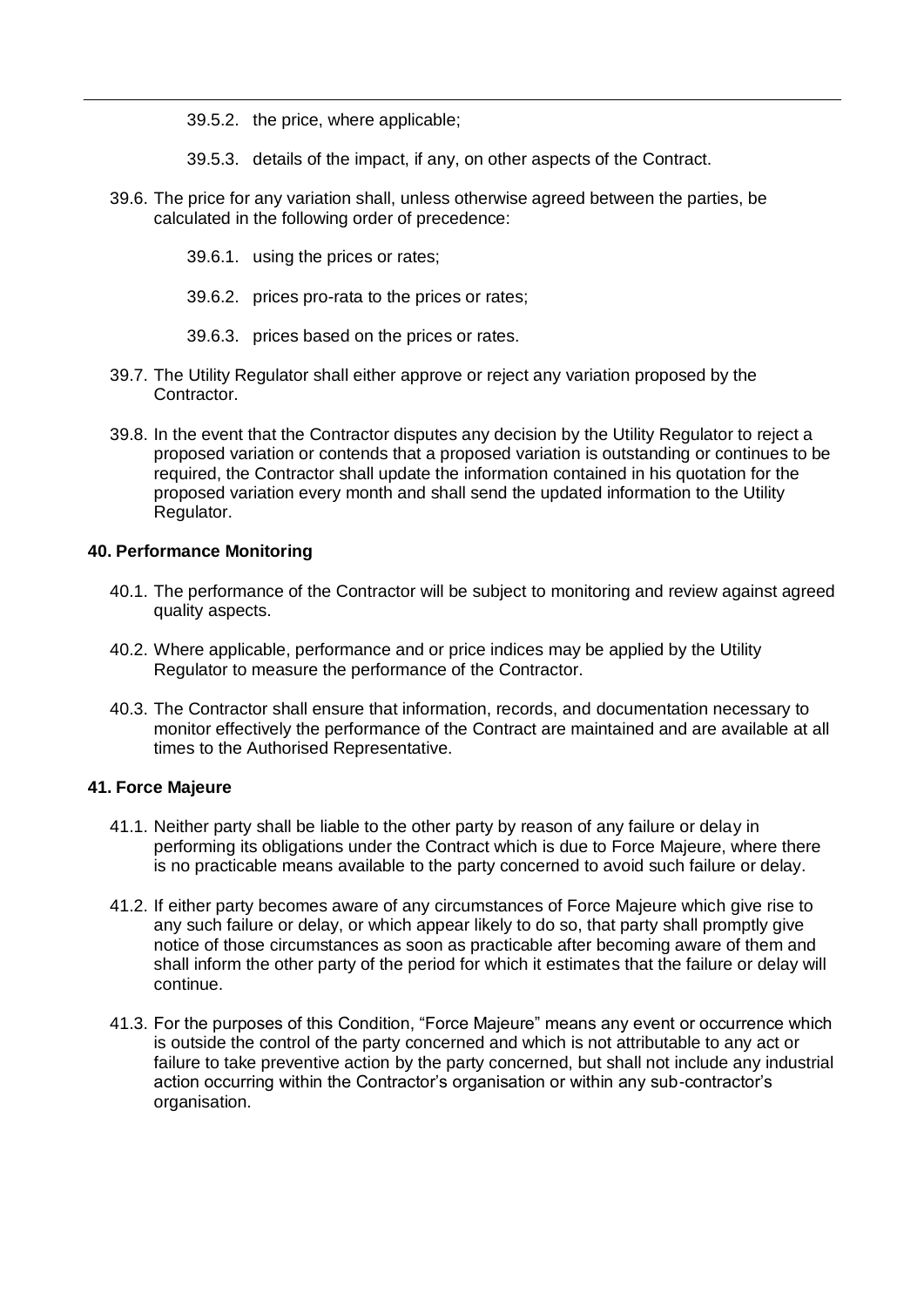39.5.2. the price, where applicable;

39.5.3. details of the impact, if any, on other aspects of the Contract.

39.6. The price for any variation shall, unless otherwise agreed between the parties, be calculated in the following order of precedence:

39.6.1. using the prices or rates;

39.6.2. prices pro-rata to the prices or rates;

39.6.3. prices based on the prices or rates.

39.7. The Utility Regulator shall either approve or reject any variation proposed by the Contractor.

39.8. In the event that the Contractor disputes any decision by the Utility Regulator to reject a proposed variation or contends that a proposed variation is outstanding or continues to be required, the Contractor shall update the information contained in his quotation for the proposed variation every month and shall send the updated information to the Utility Regulator.

### 40. Performance Monitoring

40.1. The performance of the Contractor will be subject to monitoring and review against agreed quality aspects.

40.2. Where applicable, performance and or price indices may be applied by the Utility Regulator to measure the performance of the Contractor.

40.3. The Contractor shall ensure that information, records, and documentation necessary to monitor effectively the performance of the Contract are maintained and are available at all times to the Authorised Representative.

### 41. Force Majeure

41.1. Neither party shall be liable to the other party by reason of any failure or delay in performing its obligations under the Contract which is due to Force Majeure, where there is no practicable means available to the party concerned to avoid such failure or delay.

41.2. If either party becomes aware of any circumstances of Force Majeure which give rise to any such failure or delay, or which appear likely to do so, that party shall promptly give notice of those circumstances as soon as practicable after becoming aware of them and shall inform the other party of the period for which it estimates that the failure or delay will continue.

41.3. For the purposes of this Condition, “Force Majeure” means any event or occurrence which is outside the control of the party concerned and which is not attributable to any act or failure to take preventive action by the party concerned, but shall not include any industrial action occurring within the Contractor’s organisation or within any sub-contractor’s organisation.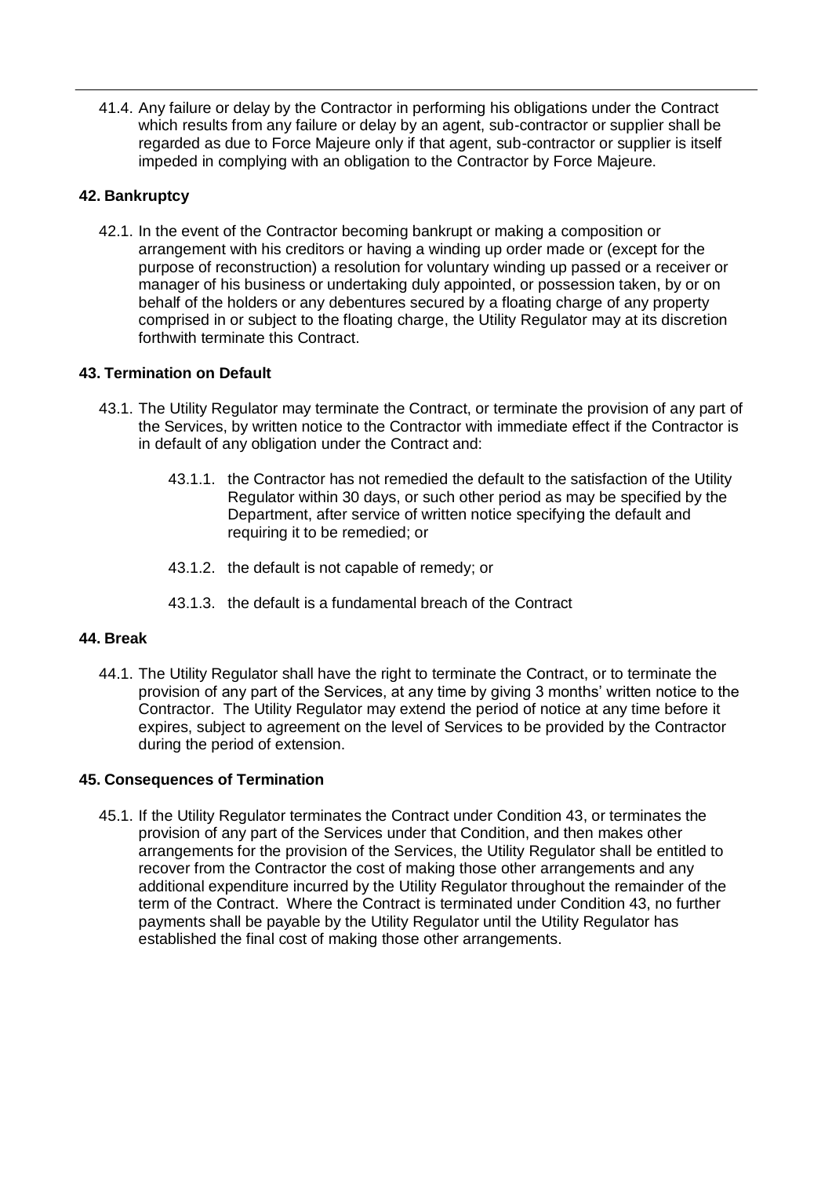41.4. Any failure or delay by the Contractor in performing his obligations under the Contract which results from any failure or delay by an agent, sub-contractor or supplier shall be regarded as due to Force Majeure only if that agent, sub-contractor or supplier is itself impeded in complying with an obligation to the Contractor by Force Majeure.

## 42. Bankruptcy

42.1. In the event of the Contractor becoming bankrupt or making a composition or arrangement with his creditors or having a winding up order made or (except for the purpose of reconstruction) a resolution for voluntary winding up passed or a receiver or manager of his business or undertaking duly appointed, or possession taken, by or on behalf of the holders or any debentures secured by a floating charge of any property comprised in or subject to the floating charge, the Utility Regulator may at its discretion forthwith terminate this Contract.

## 43. Termination on Default

43.1. The Utility Regulator may terminate the Contract, or terminate the provision of any part of the Services, by written notice to the Contractor with immediate effect if the Contractor is in default of any obligation under the Contract and:

- 43.1.1. the Contractor has not remedied the default to the satisfaction of the Utility Regulator within 30 days, or such other period as may be specified by the Department, after service of written notice specifying the default and requiring it to be remedied; or
- 43.1.2. the default is not capable of remedy; or
- 43.1.3. the default is a fundamental breach of the Contract

## 44. Break

44.1. The Utility Regulator shall have the right to terminate the Contract, or to terminate the provision of any part of the Services, at any time by giving 3 months' written notice to the Contractor. The Utility Regulator may extend the period of notice at any time before it expires, subject to agreement on the level of Services to be provided by the Contractor during the period of extension.

## 45. Consequences of Termination

45.1. If the Utility Regulator terminates the Contract under Condition 43, or terminates the provision of any part of the Services under that Condition, and then makes other arrangements for the provision of the Services, the Utility Regulator shall be entitled to recover from the Contractor the cost of making those other arrangements and any additional expenditure incurred by the Utility Regulator throughout the remainder of the term of the Contract. Where the Contract is terminated under Condition 43, no further payments shall be payable by the Utility Regulator until the Utility Regulator has established the final cost of making those other arrangements.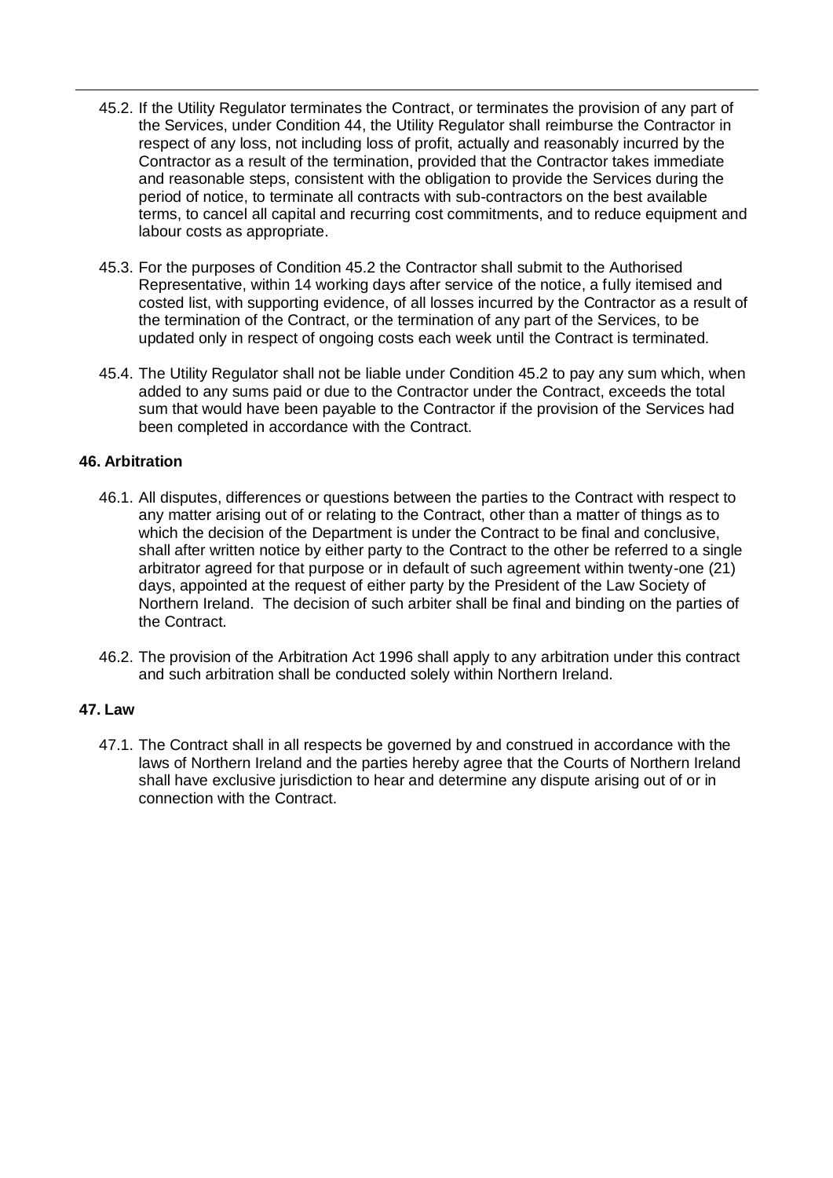45.2. If the Utility Regulator terminates the Contract, or terminates the provision of any part of the Services, under Condition 44, the Utility Regulator shall reimburse the Contractor in respect of any loss, not including loss of profit, actually and reasonably incurred by the Contractor as a result of the termination, provided that the Contractor takes immediate and reasonable steps, consistent with the obligation to provide the Services during the period of notice, to terminate all contracts with sub-contractors on the best available terms, to cancel all capital and recurring cost commitments, and to reduce equipment and labour costs as appropriate.

45.3. For the purposes of Condition 45.2 the Contractor shall submit to the Authorised Representative, within 14 working days after service of the notice, a fully itemised and costed list, with supporting evidence, of all losses incurred by the Contractor as a result of the termination of the Contract, or the termination of any part of the Services, to be updated only in respect of ongoing costs each week until the Contract is terminated.

45.4. The Utility Regulator shall not be liable under Condition 45.2 to pay any sum which, when added to any sums paid or due to the Contractor under the Contract, exceeds the total sum that would have been payable to the Contractor if the provision of the Services had been completed in accordance with the Contract.

**46. Arbitration**

46.1. All disputes, differences or questions between the parties to the Contract with respect to any matter arising out of or relating to the Contract, other than a matter of things as to which the decision of the Department is under the Contract to be final and conclusive, shall after written notice by either party to the Contract to the other be referred to a single arbitrator agreed for that purpose or in default of such agreement within twenty-one (21) days, appointed at the request of either party by the President of the Law Society of Northern Ireland. The decision of such arbiter shall be final and binding on the parties of the Contract.

46.2. The provision of the Arbitration Act 1996 shall apply to any arbitration under this contract and such arbitration shall be conducted solely within Northern Ireland.

**47. Law**

47.1. The Contract shall in all respects be governed by and construed in accordance with the laws of Northern Ireland and the parties hereby agree that the Courts of Northern Ireland shall have exclusive jurisdiction to hear and determine any dispute arising out of or in connection with the Contract.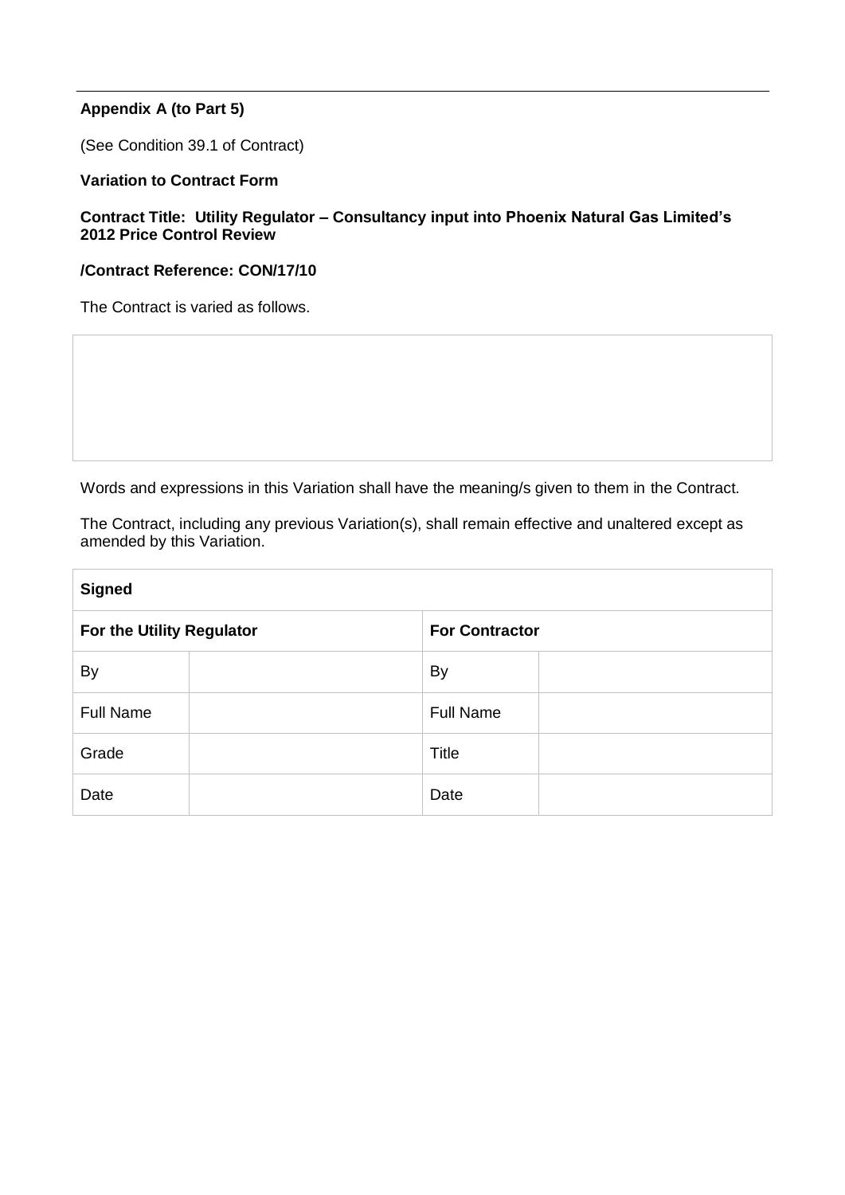**Appendix A (to Part 5)**

(See Condition 39.1 of Contract)

**Variation to Contract Form**

**Contract Title: Utility Regulator – Consultancy input into Phoenix Natural Gas Limited's 2012 Price Control Review**

**/Contract Reference: CON/17/10**

The Contract is varied as follows.

| |
|---|
| |

Words and expressions in this Variation shall have the meaning/s given to them in the Contract.

The Contract, including any previous Variation(s), shall remain effective and unaltered except as amended by this Variation.

| **Signed** | | | |
|---|---|---|---|
| **For the Utility Regulator** | | **For Contractor** | |
| By | | By | |
| Full Name | | Full Name | |
| Grade | | Title | |
| Date | | Date | |